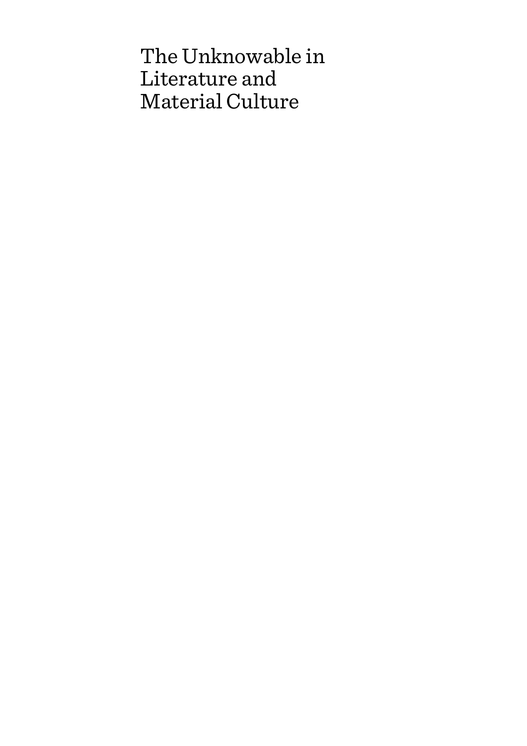# The Unknowable in Literature and Material Culture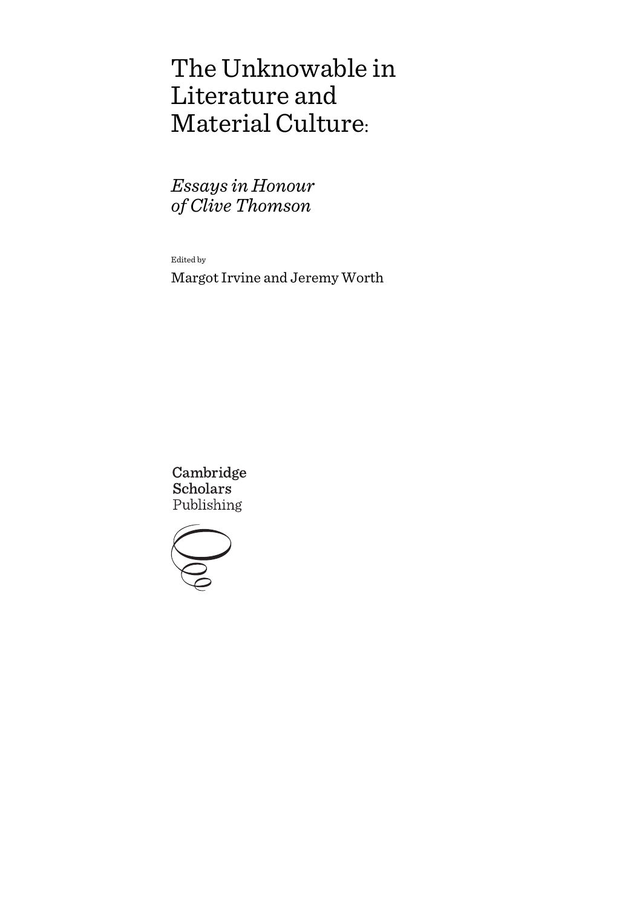# The Unknowable in Literature and Material Culture:

## *Essays in Honour of Clive Thomson*

Edited by

Margot Irvine and Jeremy Worth

Cambridge Scholars Publishing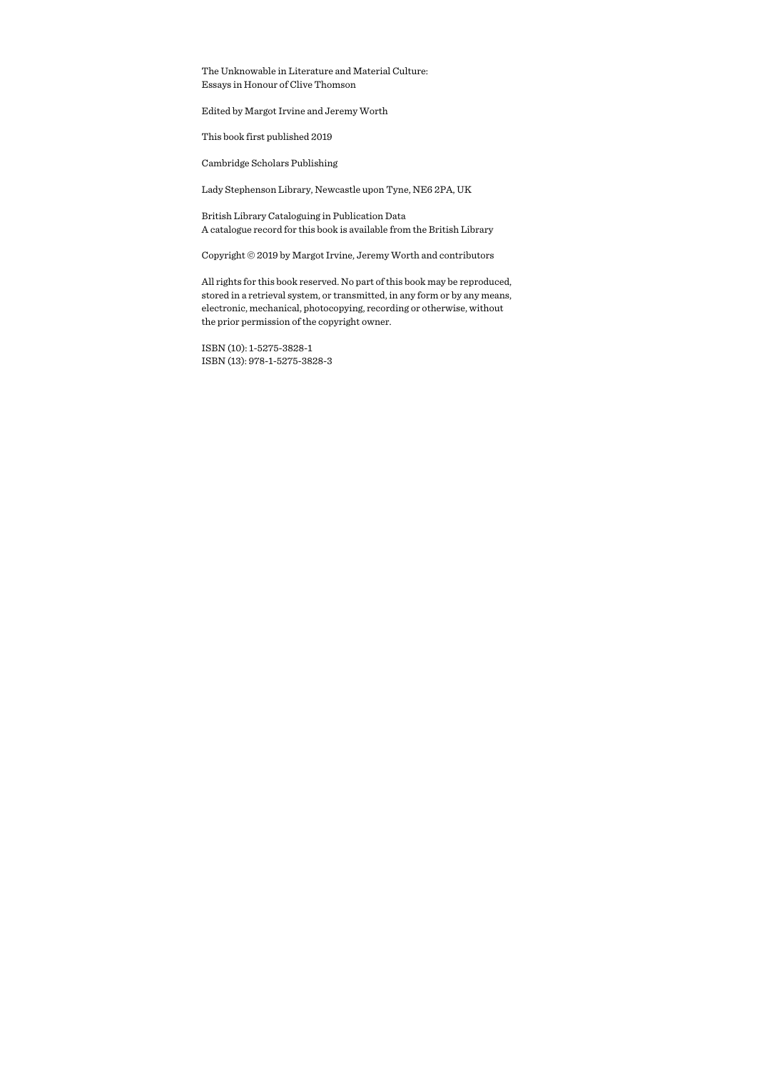The Unknowable in Literature and Material Culture:
Essays in Honour of Clive Thomson

Edited by Margot Irvine and Jeremy Worth

This book first published 2019

Cambridge Scholars Publishing

Lady Stephenson Library, Newcastle upon Tyne, NE6 2PA, UK

British Library Cataloguing in Publication Data
A catalogue record for this book is available from the British Library

Copyright © 2019 by Margot Irvine, Jeremy Worth and contributors

All rights for this book reserved. No part of this book may be reproduced, stored in a retrieval system, or transmitted, in any form or by any means, electronic, mechanical, photocopying, recording or otherwise, without the prior permission of the copyright owner.

ISBN (10): 1-5275-3828-1
ISBN (13): 978-1-5275-3828-3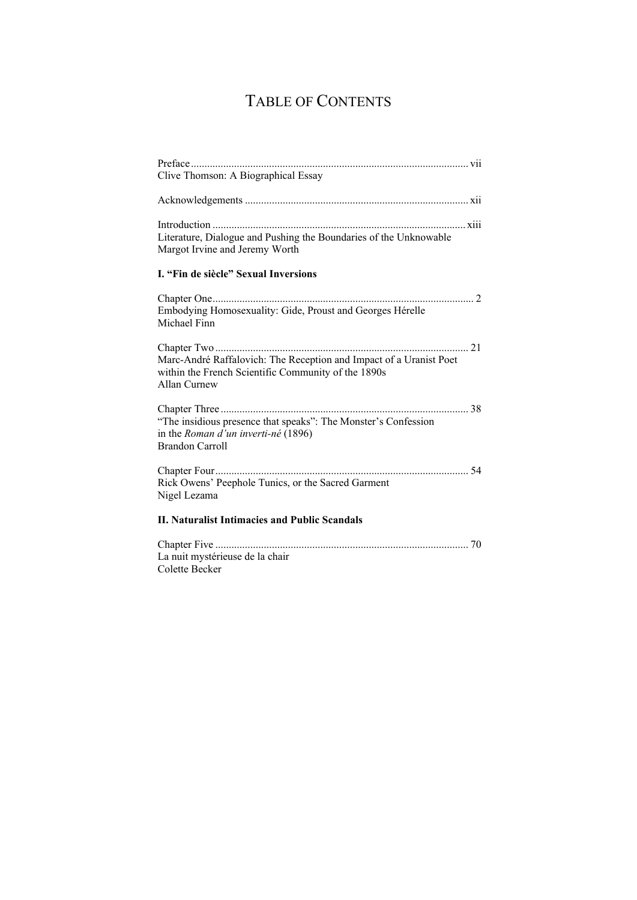# TABLE OF CONTENTS

Preface ..................................................................................................... vii
Clive Thomson: A Biographical Essay

Acknowledgements ................................................................................. xii

Introduction ............................................................................................ xiii
Literature, Dialogue and Pushing the Boundaries of the Unknowable
Margot Irvine and Jeremy Worth

## I. "Fin de siècle" Sexual Inversions

Chapter One ................................................................................................ 2
Embodying Homosexuality: Gide, Proust and Georges Hérelle
Michael Finn

Chapter Two ............................................................................................. 21
Marc-André Raffalovich: The Reception and Impact of a Uranist Poet within the French Scientific Community of the 1890s
Allan Curnew

Chapter Three ........................................................................................... 38
"The insidious presence that speaks": The Monster's Confession in the *Roman d'un inverti-né* (1896)
Brandon Carroll

Chapter Four ............................................................................................. 54
Rick Owens' Peephole Tunics, or the Sacred Garment
Nigel Lezama

## II. Naturalist Intimacies and Public Scandals

Chapter Five ............................................................................................. 70
La nuit mystérieuse de la chair
Colette Becker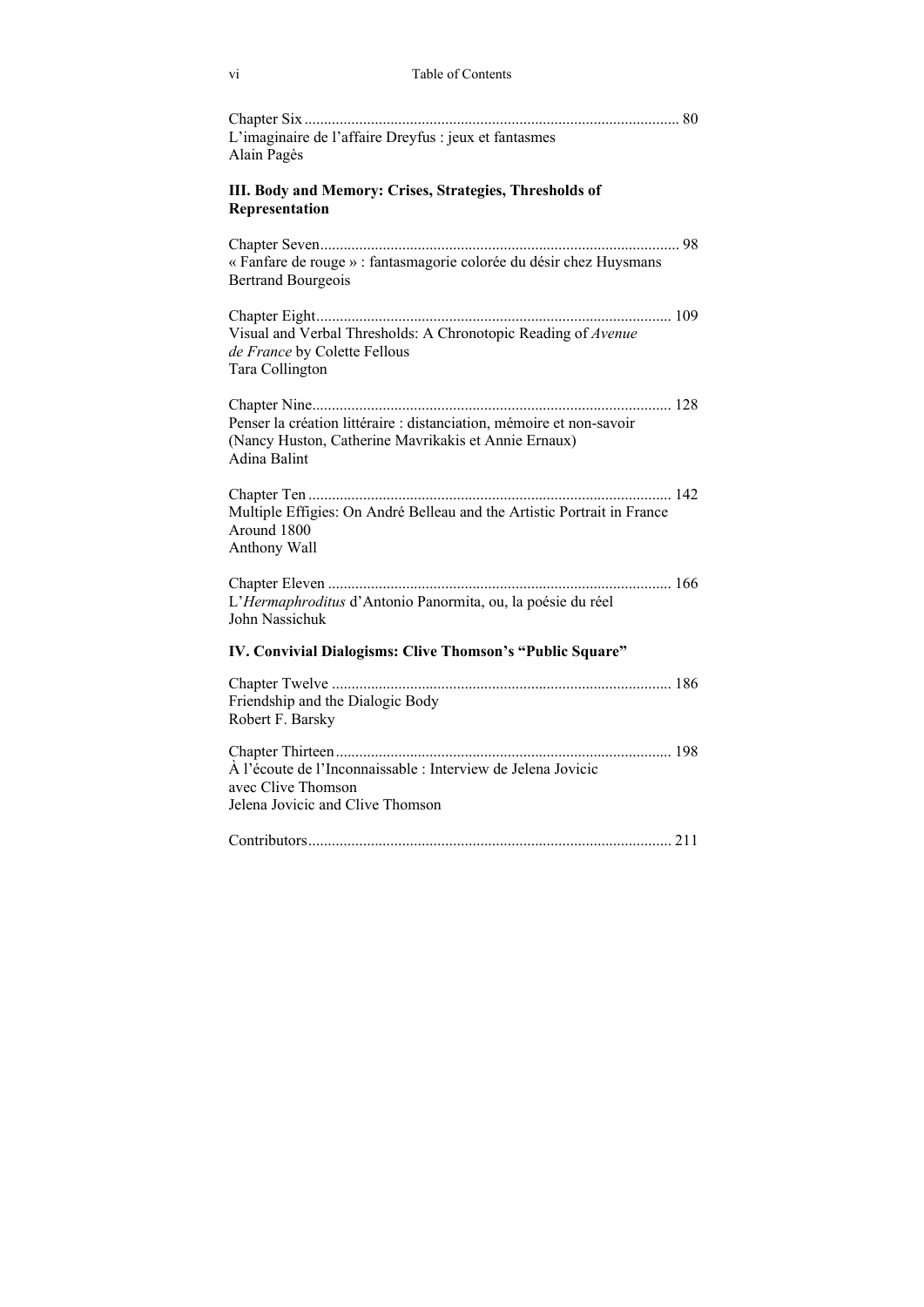Chapter Six ................................................................................................ 80
L'imaginaire de l'affaire Dreyfus : jeux et fantasmes
Alain Pagès

**III. Body and Memory: Crises, Strategies, Thresholds of Representation**

Chapter Seven............................................................................................ 98
« Fanfare de rouge » : fantasmagorie colorée du désir chez Huysmans
Bertrand Bourgeois

Chapter Eight........................................................................................... 109
Visual and Verbal Thresholds: A Chronotopic Reading of *Avenue de France* by Colette Fellous
Tara Collington

Chapter Nine............................................................................................ 128
Penser la création littéraire : distanciation, mémoire et non-savoir (Nancy Huston, Catherine Mavrikakis et Annie Ernaux)
Adina Balint

Chapter Ten ............................................................................................. 142
Multiple Effigies: On André Belleau and the Artistic Portrait in France Around 1800
Anthony Wall

Chapter Eleven ........................................................................................ 166
L'*Hermaphroditus* d'Antonio Panormita, ou, la poésie du réel
John Nassichuk

**IV. Convivial Dialogisms: Clive Thomson's "Public Square"**

Chapter Twelve ....................................................................................... 186
Friendship and the Dialogic Body
Robert F. Barsky

Chapter Thirteen...................................................................................... 198
À l'écoute de l'Inconnaissable : Interview de Jelena Jovicic avec Clive Thomson
Jelena Jovicic and Clive Thomson

Contributors............................................................................................. 211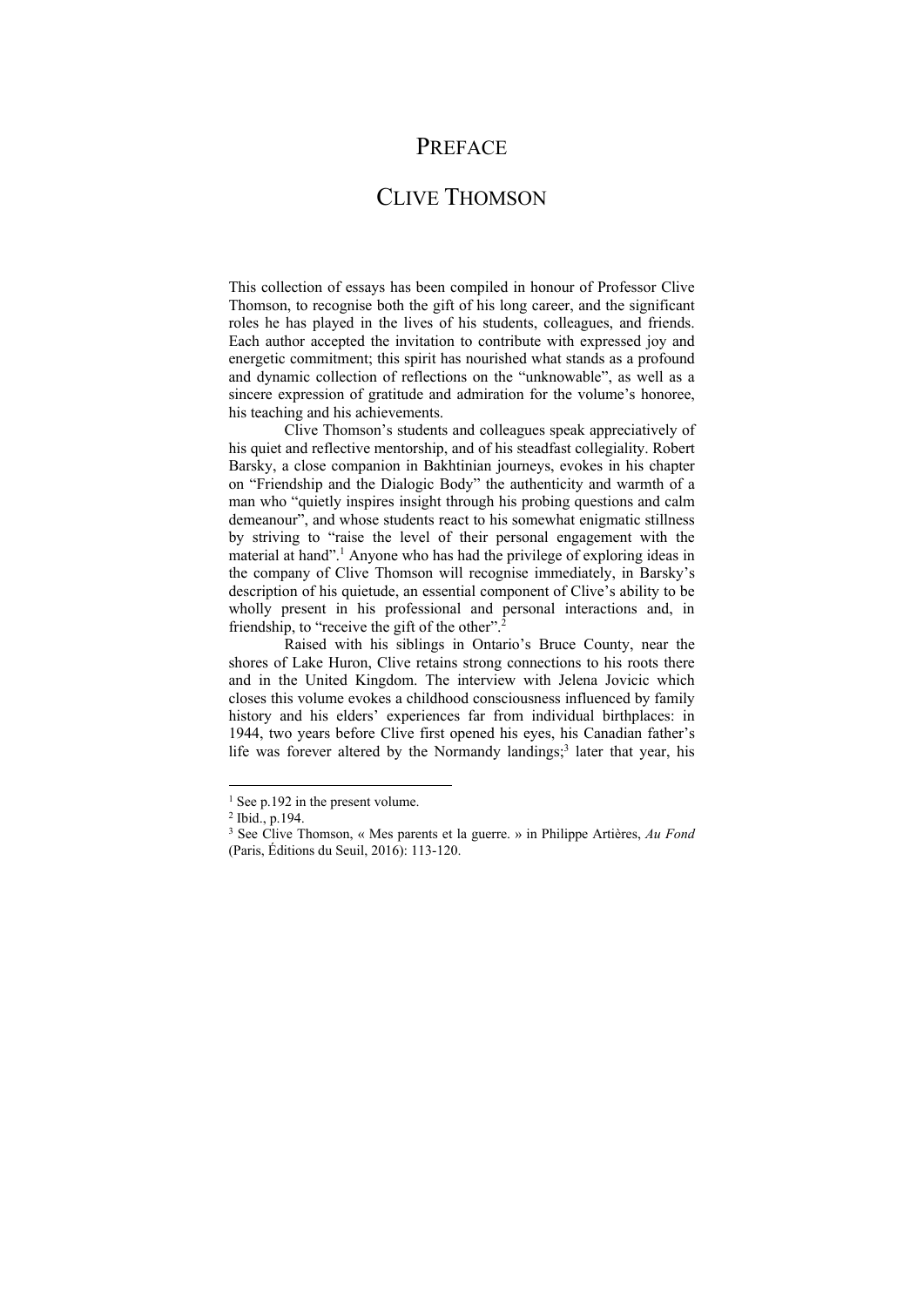# PREFACE

## CLIVE THOMSON

This collection of essays has been compiled in honour of Professor Clive Thomson, to recognise both the gift of his long career, and the significant roles he has played in the lives of his students, colleagues, and friends. Each author accepted the invitation to contribute with expressed joy and energetic commitment; this spirit has nourished what stands as a profound and dynamic collection of reflections on the "unknowable", as well as a sincere expression of gratitude and admiration for the volume's honoree, his teaching and his achievements.

Clive Thomson's students and colleagues speak appreciatively of his quiet and reflective mentorship, and of his steadfast collegiality. Robert Barsky, a close companion in Bakhtinian journeys, evokes in his chapter on "Friendship and the Dialogic Body" the authenticity and warmth of a man who "quietly inspires insight through his probing questions and calm demeanour", and whose students react to his somewhat enigmatic stillness by striving to "raise the level of their personal engagement with the material at hand".[1] Anyone who has had the privilege of exploring ideas in the company of Clive Thomson will recognise immediately, in Barsky's description of his quietude, an essential component of Clive's ability to be wholly present in his professional and personal interactions and, in friendship, to "receive the gift of the other".[2]

Raised with his siblings in Ontario's Bruce County, near the shores of Lake Huron, Clive retains strong connections to his roots there and in the United Kingdom. The interview with Jelena Jovicic which closes this volume evokes a childhood consciousness influenced by family history and his elders' experiences far from individual birthplaces: in 1944, two years before Clive first opened his eyes, his Canadian father's life was forever altered by the Normandy landings;[3] later that year, his

---

[1] See p.192 in the present volume.

[2] Ibid., p.194.

[3] See Clive Thomson, « Mes parents et la guerre. » in Philippe Artières, *Au Fond* (Paris, Éditions du Seuil, 2016): 113-120.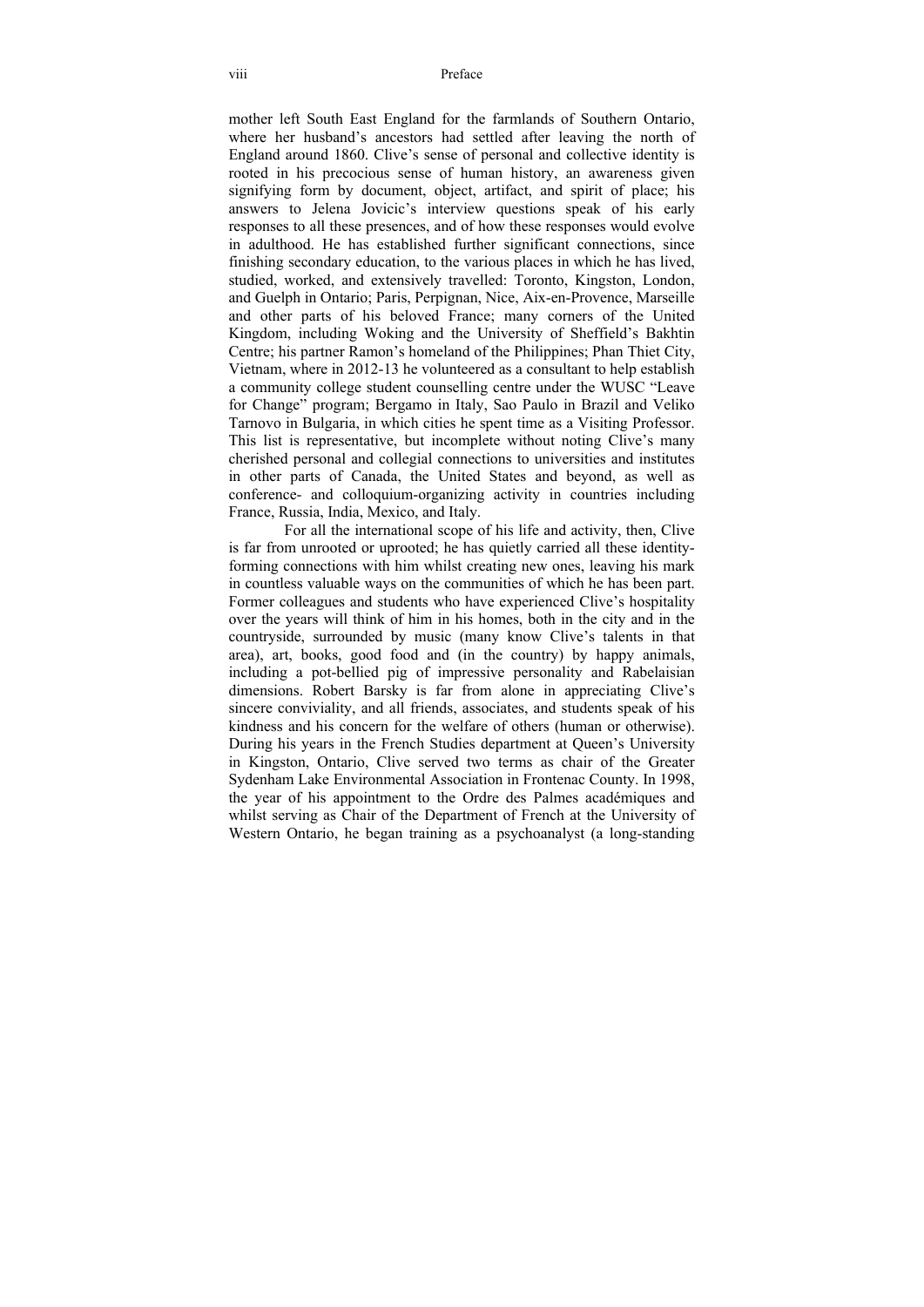mother left South East England for the farmlands of Southern Ontario, where her husband's ancestors had settled after leaving the north of England around 1860. Clive's sense of personal and collective identity is rooted in his precocious sense of human history, an awareness given signifying form by document, object, artifact, and spirit of place; his answers to Jelena Jovicic's interview questions speak of his early responses to all these presences, and of how these responses would evolve in adulthood. He has established further significant connections, since finishing secondary education, to the various places in which he has lived, studied, worked, and extensively travelled: Toronto, Kingston, London, and Guelph in Ontario; Paris, Perpignan, Nice, Aix-en-Provence, Marseille and other parts of his beloved France; many corners of the United Kingdom, including Woking and the University of Sheffield's Bakhtin Centre; his partner Ramon's homeland of the Philippines; Phan Thiet City, Vietnam, where in 2012-13 he volunteered as a consultant to help establish a community college student counselling centre under the WUSC "Leave for Change" program; Bergamo in Italy, Sao Paulo in Brazil and Veliko Tarnovo in Bulgaria, in which cities he spent time as a Visiting Professor. This list is representative, but incomplete without noting Clive's many cherished personal and collegial connections to universities and institutes in other parts of Canada, the United States and beyond, as well as conference- and colloquium-organizing activity in countries including France, Russia, India, Mexico, and Italy.

For all the international scope of his life and activity, then, Clive is far from unrooted or uprooted; he has quietly carried all these identity-forming connections with him whilst creating new ones, leaving his mark in countless valuable ways on the communities of which he has been part. Former colleagues and students who have experienced Clive's hospitality over the years will think of him in his homes, both in the city and in the countryside, surrounded by music (many know Clive's talents in that area), art, books, good food and (in the country) by happy animals, including a pot-bellied pig of impressive personality and Rabelaisian dimensions. Robert Barsky is far from alone in appreciating Clive's sincere conviviality, and all friends, associates, and students speak of his kindness and his concern for the welfare of others (human or otherwise). During his years in the French Studies department at Queen's University in Kingston, Ontario, Clive served two terms as chair of the Greater Sydenham Lake Environmental Association in Frontenac County. In 1998, the year of his appointment to the Ordre des Palmes académiques and whilst serving as Chair of the Department of French at the University of Western Ontario, he began training as a psychoanalyst (a long-standing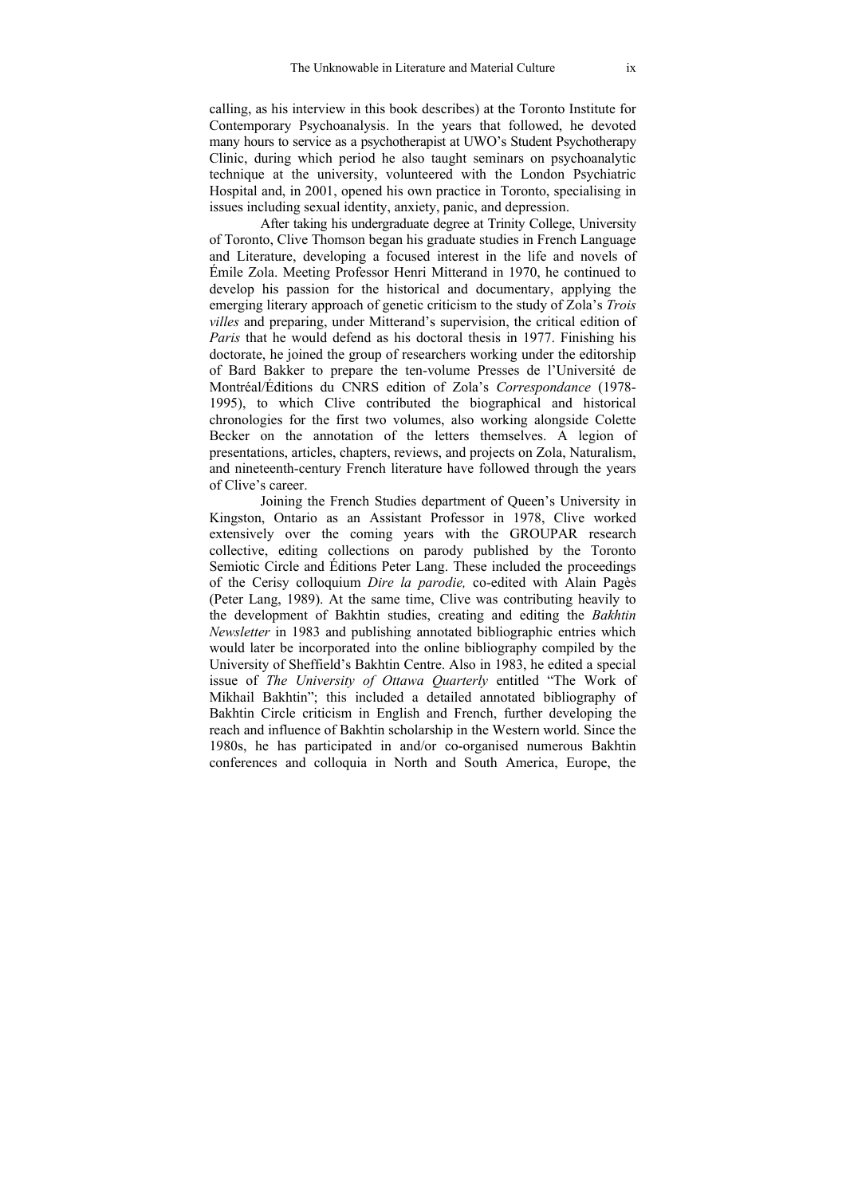calling, as his interview in this book describes) at the Toronto Institute for Contemporary Psychoanalysis. In the years that followed, he devoted many hours to service as a psychotherapist at UWO's Student Psychotherapy Clinic, during which period he also taught seminars on psychoanalytic technique at the university, volunteered with the London Psychiatric Hospital and, in 2001, opened his own practice in Toronto, specialising in issues including sexual identity, anxiety, panic, and depression.

After taking his undergraduate degree at Trinity College, University of Toronto, Clive Thomson began his graduate studies in French Language and Literature, developing a focused interest in the life and novels of Émile Zola. Meeting Professor Henri Mitterand in 1970, he continued to develop his passion for the historical and documentary, applying the emerging literary approach of genetic criticism to the study of Zola's *Trois villes* and preparing, under Mitterand's supervision, the critical edition of *Paris* that he would defend as his doctoral thesis in 1977. Finishing his doctorate, he joined the group of researchers working under the editorship of Bard Bakker to prepare the ten-volume Presses de l'Université de Montréal/Éditions du CNRS edition of Zola's *Correspondance* (1978-1995), to which Clive contributed the biographical and historical chronologies for the first two volumes, also working alongside Colette Becker on the annotation of the letters themselves. A legion of presentations, articles, chapters, reviews, and projects on Zola, Naturalism, and nineteenth-century French literature have followed through the years of Clive's career.

Joining the French Studies department of Queen's University in Kingston, Ontario as an Assistant Professor in 1978, Clive worked extensively over the coming years with the GROUPAR research collective, editing collections on parody published by the Toronto Semiotic Circle and Éditions Peter Lang. These included the proceedings of the Cerisy colloquium *Dire la parodie,* co-edited with Alain Pagès (Peter Lang, 1989). At the same time, Clive was contributing heavily to the development of Bakhtin studies, creating and editing the *Bakhtin Newsletter* in 1983 and publishing annotated bibliographic entries which would later be incorporated into the online bibliography compiled by the University of Sheffield's Bakhtin Centre. Also in 1983, he edited a special issue of *The University of Ottawa Quarterly* entitled "The Work of Mikhail Bakhtin"; this included a detailed annotated bibliography of Bakhtin Circle criticism in English and French, further developing the reach and influence of Bakhtin scholarship in the Western world. Since the 1980s, he has participated in and/or co-organised numerous Bakhtin conferences and colloquia in North and South America, Europe, the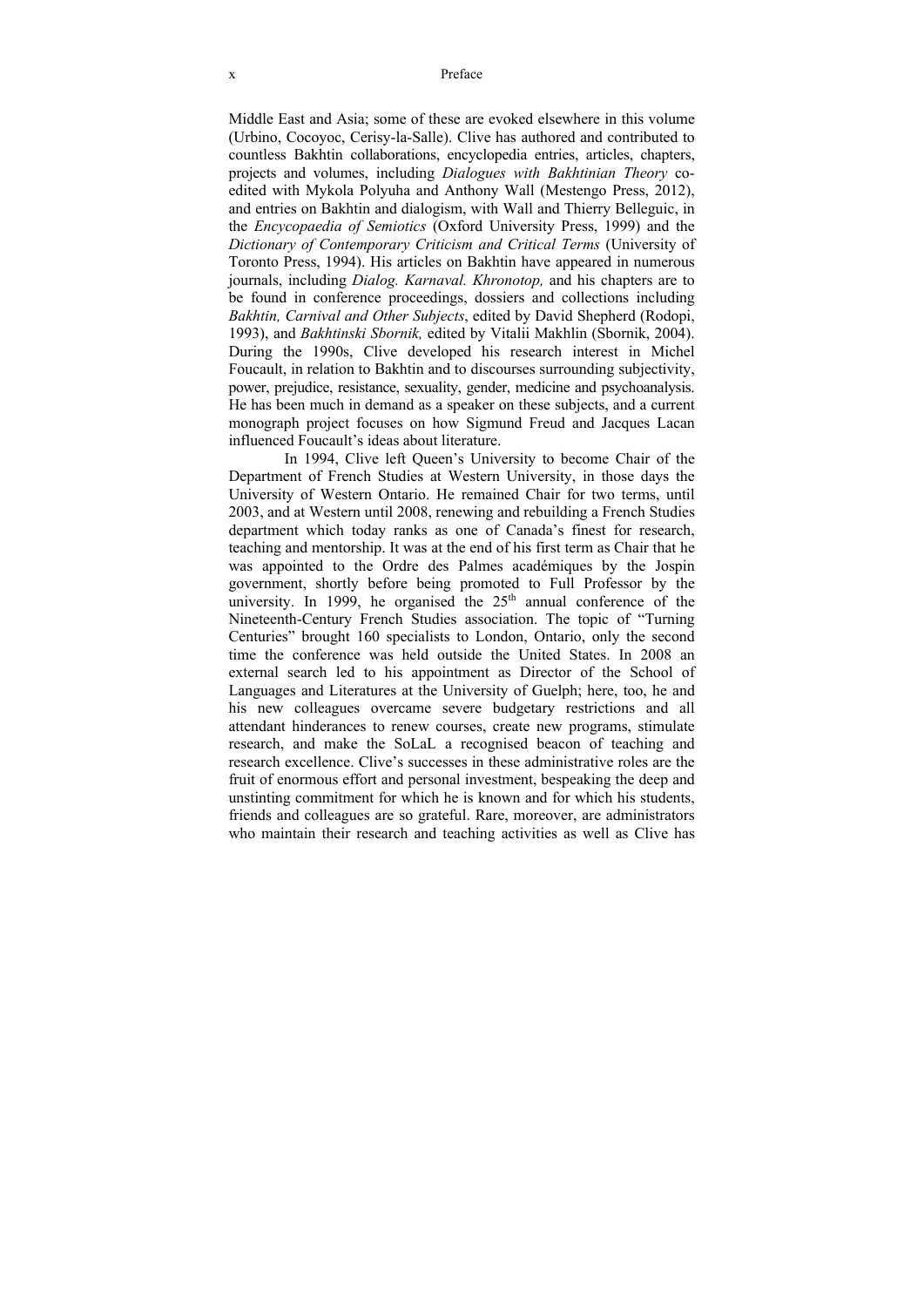Middle East and Asia; some of these are evoked elsewhere in this volume (Urbino, Cocoyoc, Cerisy-la-Salle). Clive has authored and contributed to countless Bakhtin collaborations, encyclopedia entries, articles, chapters, projects and volumes, including *Dialogues with Bakhtinian Theory* co-edited with Mykola Polyuha and Anthony Wall (Mestengo Press, 2012), and entries on Bakhtin and dialogism, with Wall and Thierry Belleguic, in the *Encycopaedia of Semiotics* (Oxford University Press, 1999) and the *Dictionary of Contemporary Criticism and Critical Terms* (University of Toronto Press, 1994). His articles on Bakhtin have appeared in numerous journals, including *Dialog. Karnaval. Khronotop,* and his chapters are to be found in conference proceedings, dossiers and collections including *Bakhtin, Carnival and Other Subjects*, edited by David Shepherd (Rodopi, 1993), and *Bakhtinski Sbornik,* edited by Vitalii Makhlin (Sbornik, 2004). During the 1990s, Clive developed his research interest in Michel Foucault, in relation to Bakhtin and to discourses surrounding subjectivity, power, prejudice, resistance, sexuality, gender, medicine and psychoanalysis. He has been much in demand as a speaker on these subjects, and a current monograph project focuses on how Sigmund Freud and Jacques Lacan influenced Foucault's ideas about literature.

In 1994, Clive left Queen's University to become Chair of the Department of French Studies at Western University, in those days the University of Western Ontario. He remained Chair for two terms, until 2003, and at Western until 2008, renewing and rebuilding a French Studies department which today ranks as one of Canada's finest for research, teaching and mentorship. It was at the end of his first term as Chair that he was appointed to the Ordre des Palmes académiques by the Jospin government, shortly before being promoted to Full Professor by the university. In 1999, he organised the 25th annual conference of the Nineteenth-Century French Studies association. The topic of "Turning Centuries" brought 160 specialists to London, Ontario, only the second time the conference was held outside the United States. In 2008 an external search led to his appointment as Director of the School of Languages and Literatures at the University of Guelph; here, too, he and his new colleagues overcame severe budgetary restrictions and all attendant hinderances to renew courses, create new programs, stimulate research, and make the SoLaL a recognised beacon of teaching and research excellence. Clive's successes in these administrative roles are the fruit of enormous effort and personal investment, bespeaking the deep and unstinting commitment for which he is known and for which his students, friends and colleagues are so grateful. Rare, moreover, are administrators who maintain their research and teaching activities as well as Clive has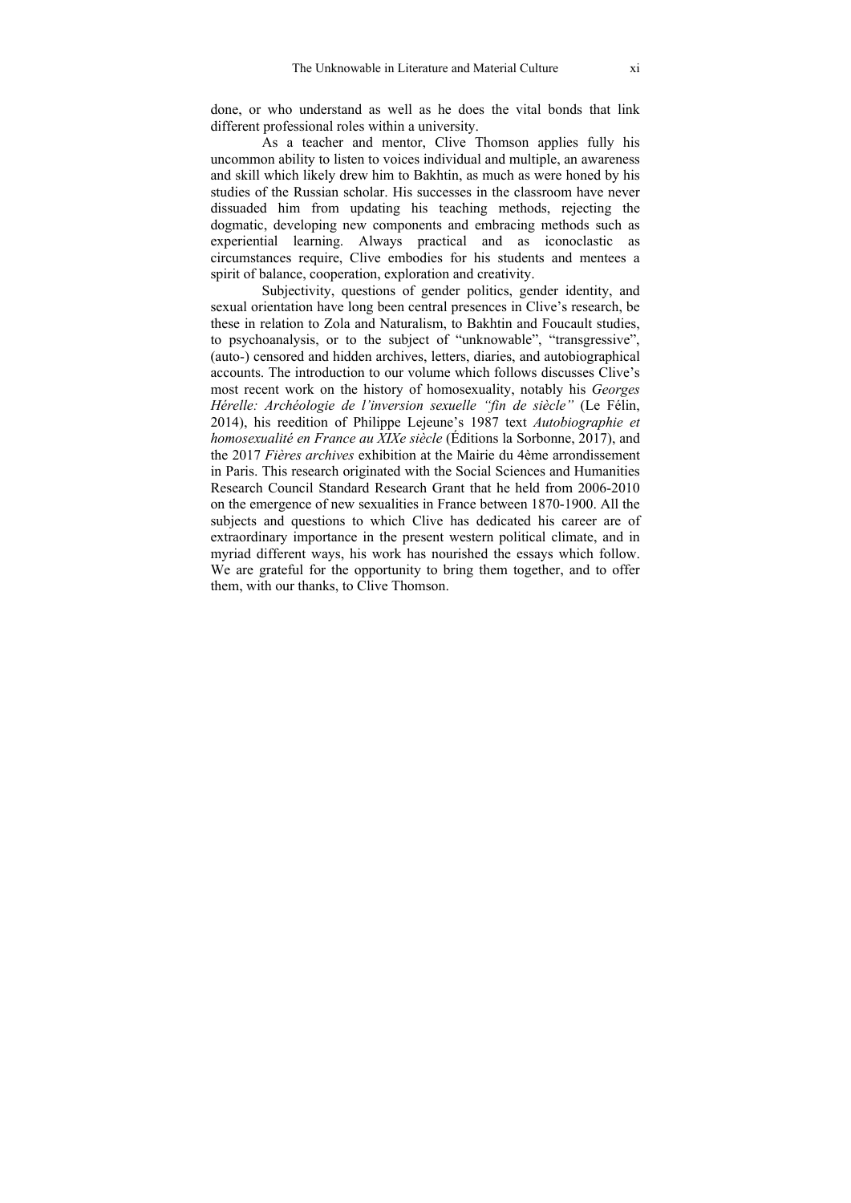done, or who understand as well as he does the vital bonds that link different professional roles within a university.

As a teacher and mentor, Clive Thomson applies fully his uncommon ability to listen to voices individual and multiple, an awareness and skill which likely drew him to Bakhtin, as much as were honed by his studies of the Russian scholar. His successes in the classroom have never dissuaded him from updating his teaching methods, rejecting the dogmatic, developing new components and embracing methods such as experiential learning. Always practical and as iconoclastic as circumstances require, Clive embodies for his students and mentees a spirit of balance, cooperation, exploration and creativity.

Subjectivity, questions of gender politics, gender identity, and sexual orientation have long been central presences in Clive's research, be these in relation to Zola and Naturalism, to Bakhtin and Foucault studies, to psychoanalysis, or to the subject of "unknowable", "transgressive", (auto-) censored and hidden archives, letters, diaries, and autobiographical accounts. The introduction to our volume which follows discusses Clive's most recent work on the history of homosexuality, notably his *Georges Hérelle: Archéologie de l'inversion sexuelle "fin de siècle"* (Le Félin, 2014), his reedition of Philippe Lejeune's 1987 text *Autobiographie et homosexualité en France au XIXe siècle* (Éditions la Sorbonne, 2017), and the 2017 *Fières archives* exhibition at the Mairie du 4ème arrondissement in Paris. This research originated with the Social Sciences and Humanities Research Council Standard Research Grant that he held from 2006-2010 on the emergence of new sexualities in France between 1870-1900. All the subjects and questions to which Clive has dedicated his career are of extraordinary importance in the present western political climate, and in myriad different ways, his work has nourished the essays which follow. We are grateful for the opportunity to bring them together, and to offer them, with our thanks, to Clive Thomson.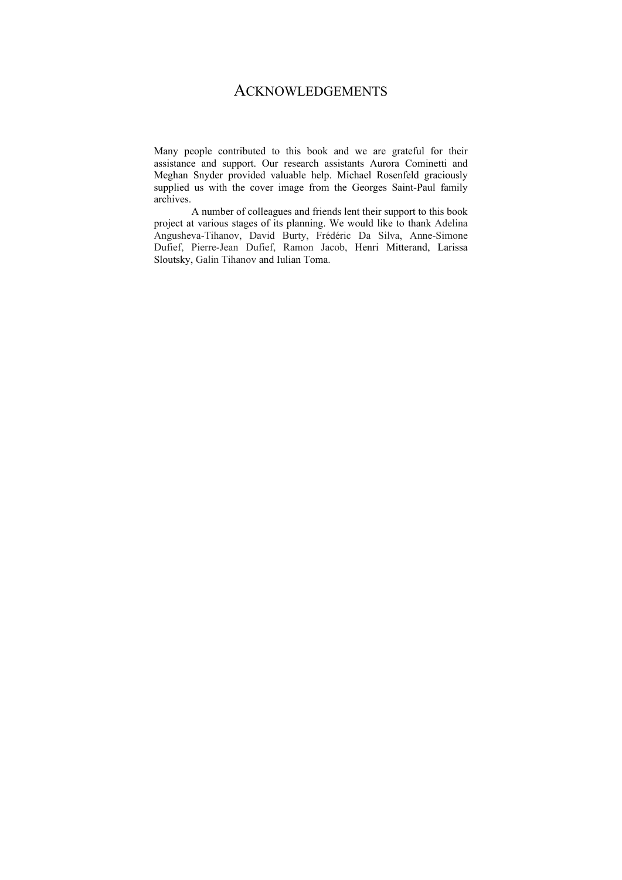# ACKNOWLEDGEMENTS

Many people contributed to this book and we are grateful for their assistance and support. Our research assistants Aurora Cominetti and Meghan Snyder provided valuable help. Michael Rosenfeld graciously supplied us with the cover image from the Georges Saint-Paul family archives.

A number of colleagues and friends lent their support to this book project at various stages of its planning. We would like to thank Adelina Angusheva-Tihanov, David Burty, Frédéric Da Silva, Anne-Simone Dufief, Pierre-Jean Dufief, Ramon Jacob, Henri Mitterand, Larissa Sloutsky, Galin Tihanov and Iulian Toma.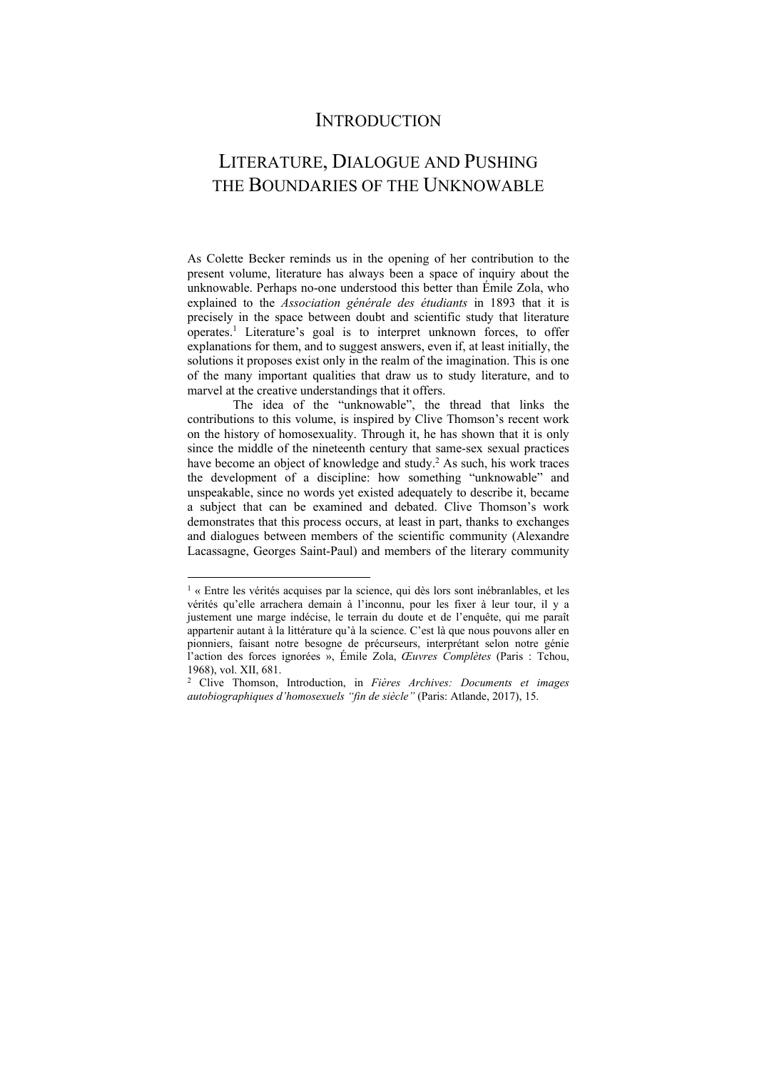# INTRODUCTION

## LITERATURE, DIALOGUE AND PUSHING THE BOUNDARIES OF THE UNKNOWABLE

As Colette Becker reminds us in the opening of her contribution to the present volume, literature has always been a space of inquiry about the unknowable. Perhaps no-one understood this better than Émile Zola, who explained to the *Association générale des étudiants* in 1893 that it is precisely in the space between doubt and scientific study that literature operates.[1] Literature's goal is to interpret unknown forces, to offer explanations for them, and to suggest answers, even if, at least initially, the solutions it proposes exist only in the realm of the imagination. This is one of the many important qualities that draw us to study literature, and to marvel at the creative understandings that it offers.

The idea of the "unknowable", the thread that links the contributions to this volume, is inspired by Clive Thomson's recent work on the history of homosexuality. Through it, he has shown that it is only since the middle of the nineteenth century that same-sex sexual practices have become an object of knowledge and study.[2] As such, his work traces the development of a discipline: how something "unknowable" and unspeakable, since no words yet existed adequately to describe it, became a subject that can be examined and debated. Clive Thomson's work demonstrates that this process occurs, at least in part, thanks to exchanges and dialogues between members of the scientific community (Alexandre Lacassagne, Georges Saint-Paul) and members of the literary community

---

[1] « Entre les vérités acquises par la science, qui dès lors sont inébranlables, et les vérités qu'elle arrachera demain à l'inconnu, pour les fixer à leur tour, il y a justement une marge indécise, le terrain du doute et de l'enquête, qui me paraît appartenir autant à la littérature qu'à la science. C'est là que nous pouvons aller en pionniers, faisant notre besogne de précurseurs, interprétant selon notre génie l'action des forces ignorées », Émile Zola, *Œuvres Complètes* (Paris : Tchou, 1968), vol. XII, 681.

[2] Clive Thomson, Introduction, in *Fières Archives: Documents et images autobiographiques d'homosexuels "fin de siècle"* (Paris: Atlande, 2017), 15.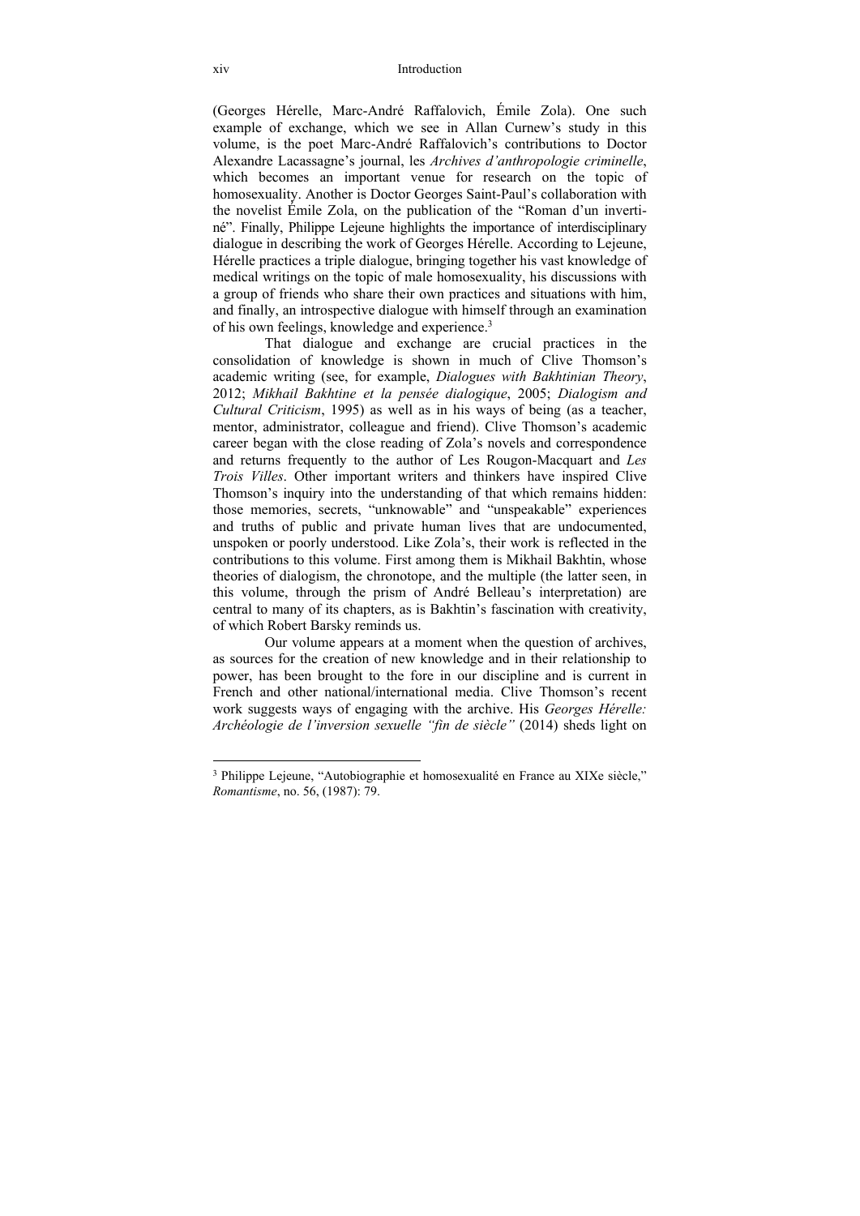(Georges Hérelle, Marc-André Raffalovich, Émile Zola). One such example of exchange, which we see in Allan Curnew's study in this volume, is the poet Marc-André Raffalovich's contributions to Doctor Alexandre Lacassagne's journal, les *Archives d'anthropologie criminelle*, which becomes an important venue for research on the topic of homosexuality. Another is Doctor Georges Saint-Paul's collaboration with the novelist Émile Zola, on the publication of the "Roman d'un inverti-né". Finally, Philippe Lejeune highlights the importance of interdisciplinary dialogue in describing the work of Georges Hérelle. According to Lejeune, Hérelle practices a triple dialogue, bringing together his vast knowledge of medical writings on the topic of male homosexuality, his discussions with a group of friends who share their own practices and situations with him, and finally, an introspective dialogue with himself through an examination of his own feelings, knowledge and experience.[3]

That dialogue and exchange are crucial practices in the consolidation of knowledge is shown in much of Clive Thomson's academic writing (see, for example, *Dialogues with Bakhtinian Theory*, 2012; *Mikhail Bakhtine et la pensée dialogique*, 2005; *Dialogism and Cultural Criticism*, 1995) as well as in his ways of being (as a teacher, mentor, administrator, colleague and friend). Clive Thomson's academic career began with the close reading of Zola's novels and correspondence and returns frequently to the author of Les Rougon-Macquart and *Les Trois Villes*. Other important writers and thinkers have inspired Clive Thomson's inquiry into the understanding of that which remains hidden: those memories, secrets, "unknowable" and "unspeakable" experiences and truths of public and private human lives that are undocumented, unspoken or poorly understood. Like Zola's, their work is reflected in the contributions to this volume. First among them is Mikhail Bakhtin, whose theories of dialogism, the chronotope, and the multiple (the latter seen, in this volume, through the prism of André Belleau's interpretation) are central to many of its chapters, as is Bakhtin's fascination with creativity, of which Robert Barsky reminds us.

Our volume appears at a moment when the question of archives, as sources for the creation of new knowledge and in their relationship to power, has been brought to the fore in our discipline and is current in French and other national/international media. Clive Thomson's recent work suggests ways of engaging with the archive. His *Georges Hérelle: Archéologie de l'inversion sexuelle "fin de siècle"* (2014) sheds light on

---

[3] Philippe Lejeune, "Autobiographie et homosexualité en France au XIXe siècle," *Romantisme*, no. 56, (1987): 79.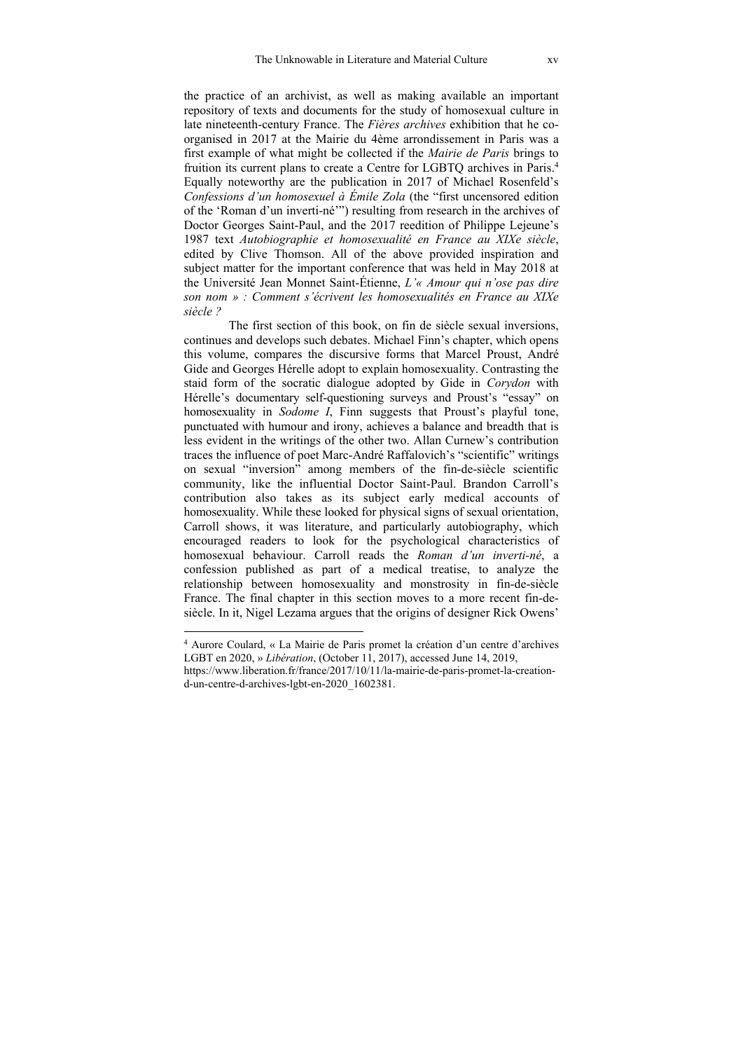the practice of an archivist, as well as making available an important repository of texts and documents for the study of homosexual culture in late nineteenth-century France. The *Fières archives* exhibition that he co-organised in 2017 at the Mairie du 4ème arrondissement in Paris was a first example of what might be collected if the *Mairie de Paris* brings to fruition its current plans to create a Centre for LGBTQ archives in Paris.[4] Equally noteworthy are the publication in 2017 of Michael Rosenfeld's *Confessions d'un homosexuel à Émile Zola* (the "first uncensored edition of the 'Roman d'un inverti-né'") resulting from research in the archives of Doctor Georges Saint-Paul, and the 2017 reedition of Philippe Lejeune's 1987 text *Autobiographie et homosexualité en France au XIXe siècle*, edited by Clive Thomson. All of the above provided inspiration and subject matter for the important conference that was held in May 2018 at the Université Jean Monnet Saint-Étienne, *L'« Amour qui n'ose pas dire son nom » : Comment s'écrivent les homosexualités en France au XIXe siècle ?*

The first section of this book, on fin de siècle sexual inversions, continues and develops such debates. Michael Finn's chapter, which opens this volume, compares the discursive forms that Marcel Proust, André Gide and Georges Hérelle adopt to explain homosexuality. Contrasting the staid form of the socratic dialogue adopted by Gide in *Corydon* with Hérelle's documentary self-questioning surveys and Proust's "essay" on homosexuality in *Sodome I*, Finn suggests that Proust's playful tone, punctuated with humour and irony, achieves a balance and breadth that is less evident in the writings of the other two. Allan Curnew's contribution traces the influence of poet Marc-André Raffalovich's "scientific" writings on sexual "inversion" among members of the fin-de-siècle scientific community, like the influential Doctor Saint-Paul. Brandon Carroll's contribution also takes as its subject early medical accounts of homosexuality. While these looked for physical signs of sexual orientation, Carroll shows, it was literature, and particularly autobiography, which encouraged readers to look for the psychological characteristics of homosexual behaviour. Carroll reads the *Roman d'un inverti-né*, a confession published as part of a medical treatise, to analyze the relationship between homosexuality and monstrosity in fin-de-siècle France. The final chapter in this section moves to a more recent fin-de-siècle. In it, Nigel Lezama argues that the origins of designer Rick Owens'

---

[4] Aurore Coulard, « La Mairie de Paris promet la création d'un centre d'archives LGBT en 2020, » *Libération*, (October 11, 2017), accessed June 14, 2019, https://www.liberation.fr/france/2017/10/11/la-mairie-de-paris-promet-la-creation-d-un-centre-d-archives-lgbt-en-2020_1602381.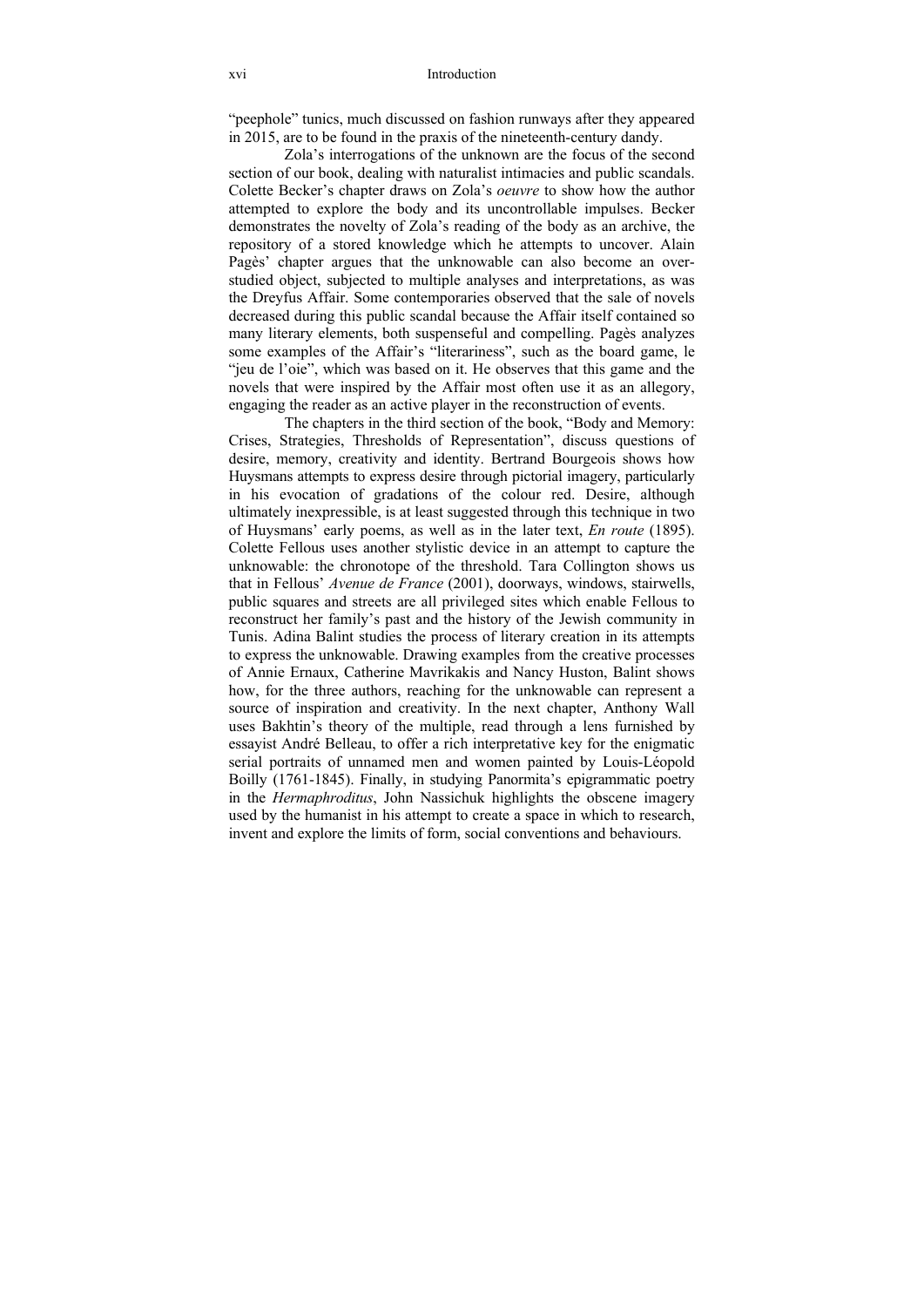"peephole" tunics, much discussed on fashion runways after they appeared in 2015, are to be found in the praxis of the nineteenth-century dandy.

Zola's interrogations of the unknown are the focus of the second section of our book, dealing with naturalist intimacies and public scandals. Colette Becker's chapter draws on Zola's *oeuvre* to show how the author attempted to explore the body and its uncontrollable impulses. Becker demonstrates the novelty of Zola's reading of the body as an archive, the repository of a stored knowledge which he attempts to uncover. Alain Pagès' chapter argues that the unknowable can also become an over-studied object, subjected to multiple analyses and interpretations, as was the Dreyfus Affair. Some contemporaries observed that the sale of novels decreased during this public scandal because the Affair itself contained so many literary elements, both suspenseful and compelling. Pagès analyzes some examples of the Affair's "literariness", such as the board game, le "jeu de l'oie", which was based on it. He observes that this game and the novels that were inspired by the Affair most often use it as an allegory, engaging the reader as an active player in the reconstruction of events.

The chapters in the third section of the book, "Body and Memory: Crises, Strategies, Thresholds of Representation", discuss questions of desire, memory, creativity and identity. Bertrand Bourgeois shows how Huysmans attempts to express desire through pictorial imagery, particularly in his evocation of gradations of the colour red. Desire, although ultimately inexpressible, is at least suggested through this technique in two of Huysmans' early poems, as well as in the later text, *En route* (1895). Colette Fellous uses another stylistic device in an attempt to capture the unknowable: the chronotope of the threshold. Tara Collington shows us that in Fellous' *Avenue de France* (2001), doorways, windows, stairwells, public squares and streets are all privileged sites which enable Fellous to reconstruct her family's past and the history of the Jewish community in Tunis. Adina Balint studies the process of literary creation in its attempts to express the unknowable. Drawing examples from the creative processes of Annie Ernaux, Catherine Mavrikakis and Nancy Huston, Balint shows how, for the three authors, reaching for the unknowable can represent a source of inspiration and creativity. In the next chapter, Anthony Wall uses Bakhtin's theory of the multiple, read through a lens furnished by essayist André Belleau, to offer a rich interpretative key for the enigmatic serial portraits of unnamed men and women painted by Louis-Léopold Boilly (1761-1845). Finally, in studying Panormita's epigrammatic poetry in the *Hermaphroditus*, John Nassichuk highlights the obscene imagery used by the humanist in his attempt to create a space in which to research, invent and explore the limits of form, social conventions and behaviours.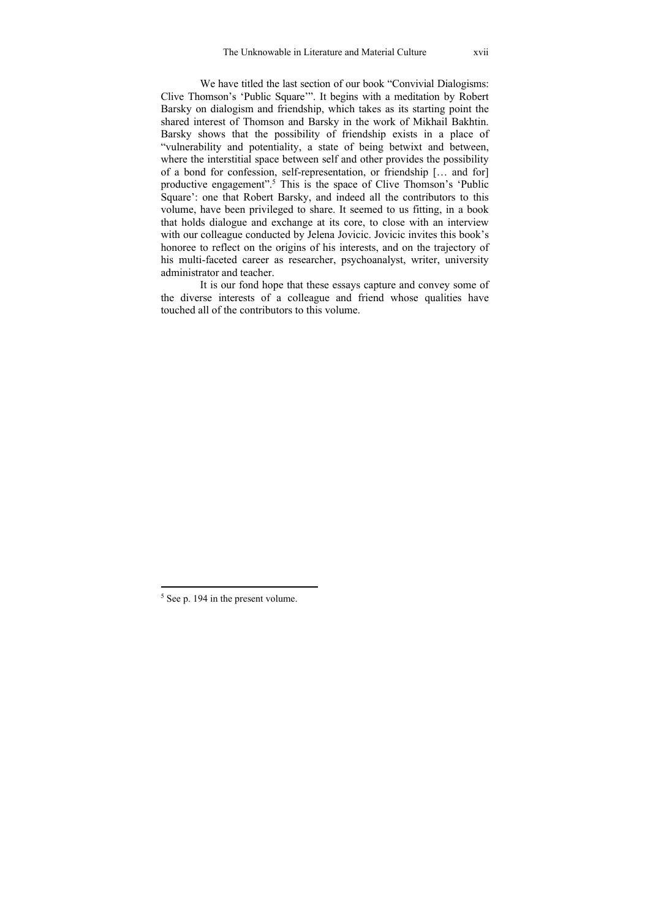We have titled the last section of our book "Convivial Dialogisms: Clive Thomson's 'Public Square'". It begins with a meditation by Robert Barsky on dialogism and friendship, which takes as its starting point the shared interest of Thomson and Barsky in the work of Mikhail Bakhtin. Barsky shows that the possibility of friendship exists in a place of "vulnerability and potentiality, a state of being betwixt and between, where the interstitial space between self and other provides the possibility of a bond for confession, self-representation, or friendship [… and for] productive engagement".[5] This is the space of Clive Thomson's 'Public Square': one that Robert Barsky, and indeed all the contributors to this volume, have been privileged to share. It seemed to us fitting, in a book that holds dialogue and exchange at its core, to close with an interview with our colleague conducted by Jelena Jovicic. Jovicic invites this book's honoree to reflect on the origins of his interests, and on the trajectory of his multi-faceted career as researcher, psychoanalyst, writer, university administrator and teacher.

It is our fond hope that these essays capture and convey some of the diverse interests of a colleague and friend whose qualities have touched all of the contributors to this volume.

---

[5] See p. 194 in the present volume.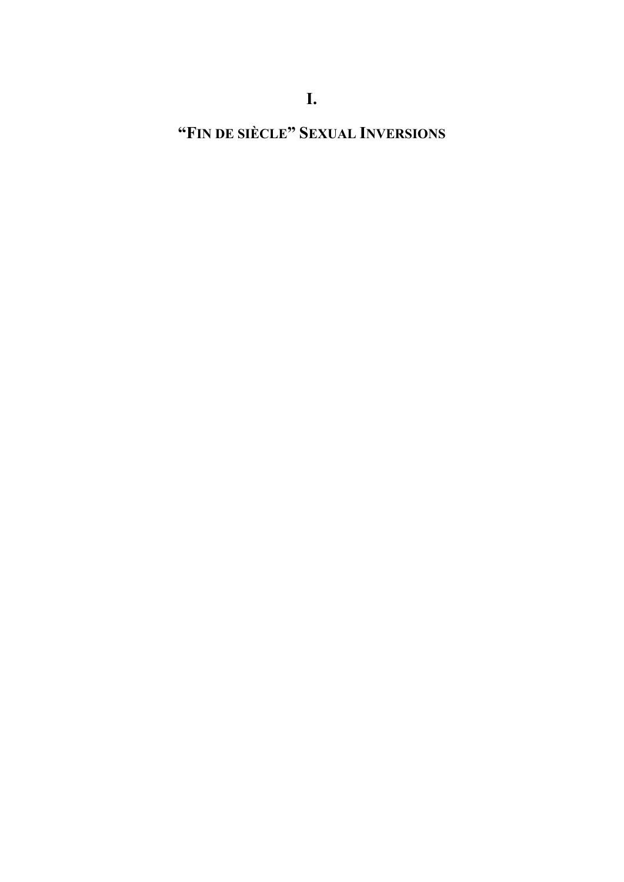# I.

# "FIN DE SIÈCLE" SEXUAL INVERSIONS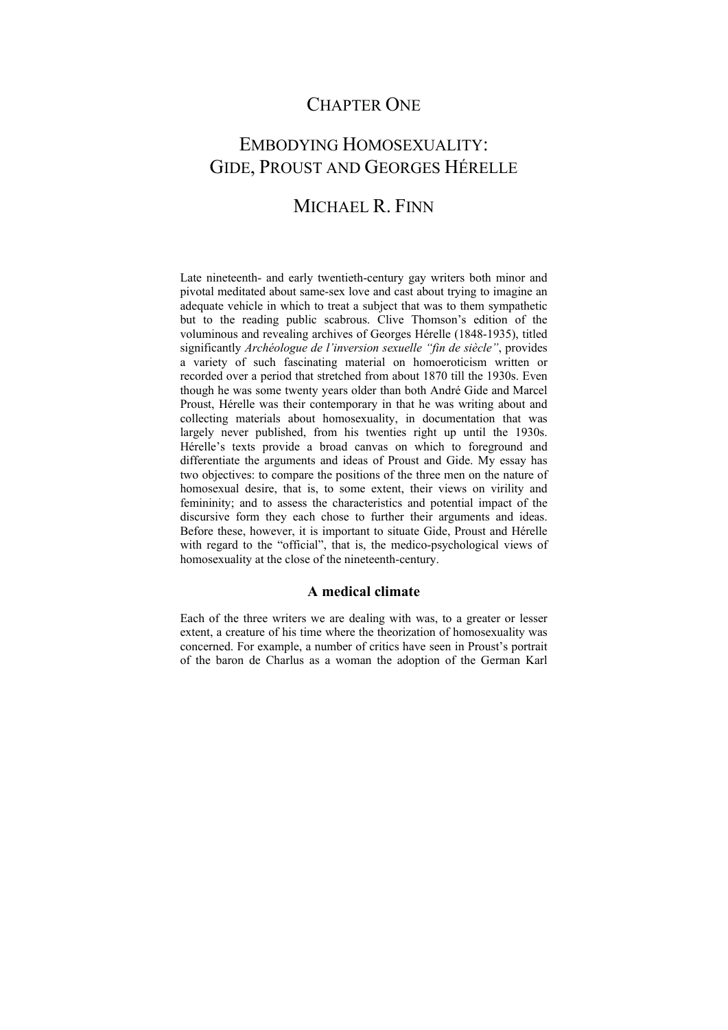# CHAPTER ONE

# EMBODYING HOMOSEXUALITY: GIDE, PROUST AND GEORGES HÉRELLE

## MICHAEL R. FINN

Late nineteenth- and early twentieth-century gay writers both minor and pivotal meditated about same-sex love and cast about trying to imagine an adequate vehicle in which to treat a subject that was to them sympathetic but to the reading public scabrous. Clive Thomson's edition of the voluminous and revealing archives of Georges Hérelle (1848-1935), titled significantly *Archéologue de l'inversion sexuelle "fin de siècle"*, provides a variety of such fascinating material on homoeroticism written or recorded over a period that stretched from about 1870 till the 1930s. Even though he was some twenty years older than both André Gide and Marcel Proust, Hérelle was their contemporary in that he was writing about and collecting materials about homosexuality, in documentation that was largely never published, from his twenties right up until the 1930s. Hérelle's texts provide a broad canvas on which to foreground and differentiate the arguments and ideas of Proust and Gide. My essay has two objectives: to compare the positions of the three men on the nature of homosexual desire, that is, to some extent, their views on virility and femininity; and to assess the characteristics and potential impact of the discursive form they each chose to further their arguments and ideas. Before these, however, it is important to situate Gide, Proust and Hérelle with regard to the "official", that is, the medico-psychological views of homosexuality at the close of the nineteenth-century.

### A medical climate

Each of the three writers we are dealing with was, to a greater or lesser extent, a creature of his time where the theorization of homosexuality was concerned. For example, a number of critics have seen in Proust's portrait of the baron de Charlus as a woman the adoption of the German Karl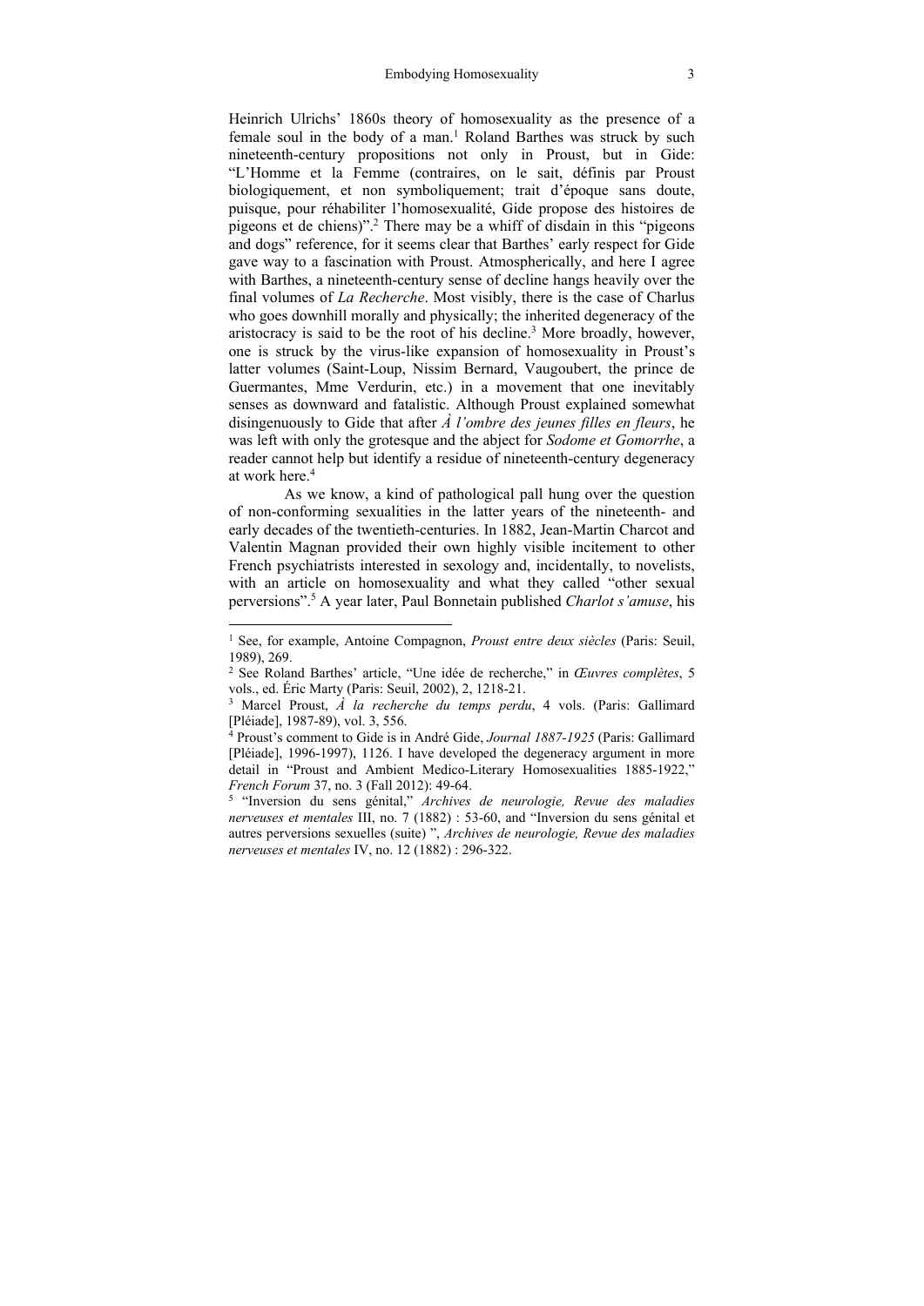Heinrich Ulrichs' 1860s theory of homosexuality as the presence of a female soul in the body of a man.[1] Roland Barthes was struck by such nineteenth-century propositions not only in Proust, but in Gide: "L'Homme et la Femme (contraires, on le sait, définis par Proust biologiquement, et non symboliquement; trait d'époque sans doute, puisque, pour réhabiliter l'homosexualité, Gide propose des histoires de pigeons et de chiens)".[2] There may be a whiff of disdain in this "pigeons and dogs" reference, for it seems clear that Barthes' early respect for Gide gave way to a fascination with Proust. Atmospherically, and here I agree with Barthes, a nineteenth-century sense of decline hangs heavily over the final volumes of *La Recherche*. Most visibly, there is the case of Charlus who goes downhill morally and physically; the inherited degeneracy of the aristocracy is said to be the root of his decline.[3] More broadly, however, one is struck by the virus-like expansion of homosexuality in Proust's latter volumes (Saint-Loup, Nissim Bernard, Vaugoubert, the prince de Guermantes, Mme Verdurin, etc.) in a movement that one inevitably senses as downward and fatalistic. Although Proust explained somewhat disingenuously to Gide that after *À l'ombre des jeunes filles en fleurs*, he was left with only the grotesque and the abject for *Sodome et Gomorrhe*, a reader cannot help but identify a residue of nineteenth-century degeneracy at work here.[4]

As we know, a kind of pathological pall hung over the question of non-conforming sexualities in the latter years of the nineteenth- and early decades of the twentieth-centuries. In 1882, Jean-Martin Charcot and Valentin Magnan provided their own highly visible incitement to other French psychiatrists interested in sexology and, incidentally, to novelists, with an article on homosexuality and what they called "other sexual perversions".[5] A year later, Paul Bonnetain published *Charlot s'amuse*, his

---

[1] See, for example, Antoine Compagnon, *Proust entre deux siècles* (Paris: Seuil, 1989), 269.

[2] See Roland Barthes' article, "Une idée de recherche," in *Œuvres complètes*, 5 vols., ed. Éric Marty (Paris: Seuil, 2002), 2, 1218-21.

[3] Marcel Proust, *À la recherche du temps perdu*, 4 vols. (Paris: Gallimard [Pléiade], 1987-89), vol. 3, 556.

[4] Proust's comment to Gide is in André Gide, *Journal 1887-1925* (Paris: Gallimard [Pléiade], 1996-1997), 1126. I have developed the degeneracy argument in more detail in "Proust and Ambient Medico-Literary Homosexualities 1885-1922," *French Forum* 37, no. 3 (Fall 2012): 49-64.

[5] "Inversion du sens génital," *Archives de neurologie, Revue des maladies nerveuses et mentales* III, no. 7 (1882) : 53-60, and "Inversion du sens génital et autres perversions sexuelles (suite) ", *Archives de neurologie, Revue des maladies nerveuses et mentales* IV, no. 12 (1882) : 296-322.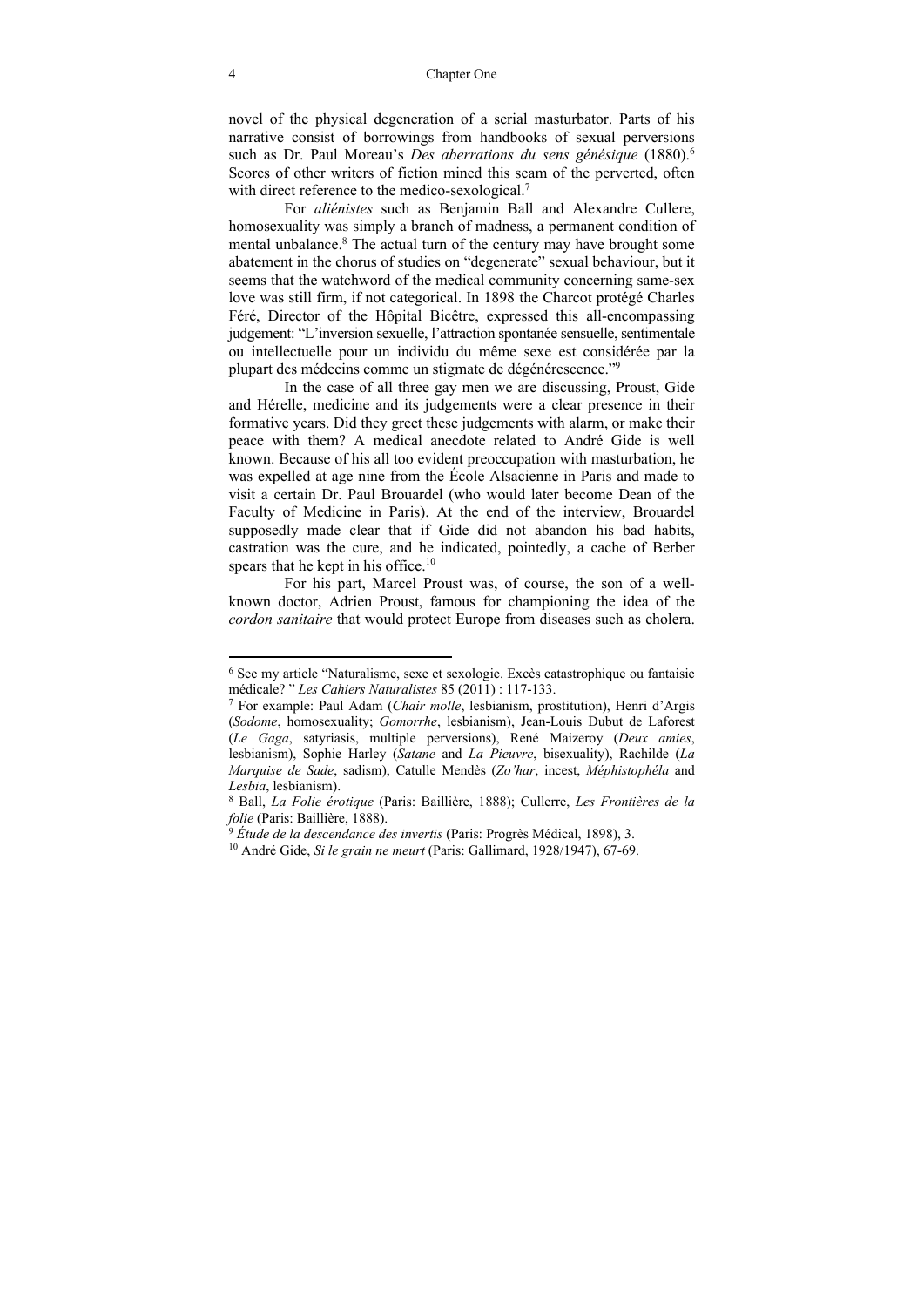novel of the physical degeneration of a serial masturbator. Parts of his narrative consist of borrowings from handbooks of sexual perversions such as Dr. Paul Moreau's *Des aberrations du sens génésique* (1880).[6] Scores of other writers of fiction mined this seam of the perverted, often with direct reference to the medico-sexological.[7]

For *aliénistes* such as Benjamin Ball and Alexandre Cullere, homosexuality was simply a branch of madness, a permanent condition of mental unbalance.[8] The actual turn of the century may have brought some abatement in the chorus of studies on "degenerate" sexual behaviour, but it seems that the watchword of the medical community concerning same-sex love was still firm, if not categorical. In 1898 the Charcot protégé Charles Féré, Director of the Hôpital Bicêtre, expressed this all-encompassing judgement: "L'inversion sexuelle, l'attraction spontanée sensuelle, sentimentale ou intellectuelle pour un individu du même sexe est considérée par la plupart des médecins comme un stigmate de dégénérescence."[9]

In the case of all three gay men we are discussing, Proust, Gide and Hérelle, medicine and its judgements were a clear presence in their formative years. Did they greet these judgements with alarm, or make their peace with them? A medical anecdote related to André Gide is well known. Because of his all too evident preoccupation with masturbation, he was expelled at age nine from the École Alsacienne in Paris and made to visit a certain Dr. Paul Brouardel (who would later become Dean of the Faculty of Medicine in Paris). At the end of the interview, Brouardel supposedly made clear that if Gide did not abandon his bad habits, castration was the cure, and he indicated, pointedly, a cache of Berber spears that he kept in his office.[10]

For his part, Marcel Proust was, of course, the son of a well-known doctor, Adrien Proust, famous for championing the idea of the *cordon sanitaire* that would protect Europe from diseases such as cholera.

---

[6] See my article "Naturalisme, sexe et sexologie. Excès catastrophique ou fantaisie médicale? " *Les Cahiers Naturalistes* 85 (2011) : 117-133.

[7] For example: Paul Adam (*Chair molle*, lesbianism, prostitution), Henri d'Argis (*Sodome*, homosexuality; *Gomorrhe*, lesbianism), Jean-Louis Dubut de Laforest (*Le Gaga*, satyriasis, multiple perversions), René Maizeroy (*Deux amies*, lesbianism), Sophie Harley (*Satane* and *La Pieuvre*, bisexuality), Rachilde (*La Marquise de Sade*, sadism), Catulle Mendès (*Zo'har*, incest, *Méphistophéla* and *Lesbia*, lesbianism).

[8] Ball, *La Folie érotique* (Paris: Baillière, 1888); Cullerre, *Les Frontières de la folie* (Paris: Baillière, 1888).

[9] *Étude de la descendance des invertis* (Paris: Progrès Médical, 1898), 3.

[10] André Gide, *Si le grain ne meurt* (Paris: Gallimard, 1928/1947), 67-69.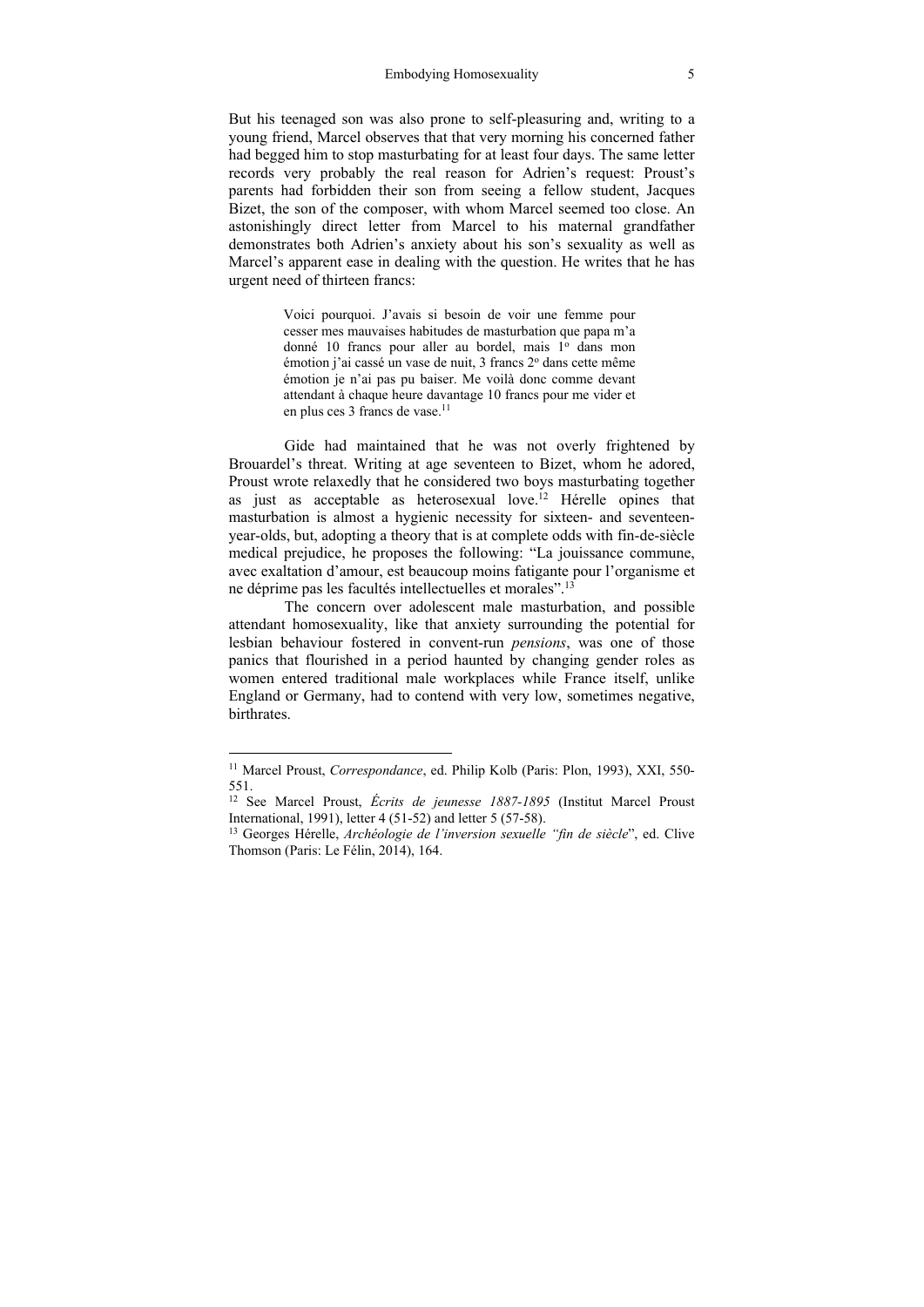But his teenaged son was also prone to self-pleasuring and, writing to a young friend, Marcel observes that that very morning his concerned father had begged him to stop masturbating for at least four days. The same letter records very probably the real reason for Adrien's request: Proust's parents had forbidden their son from seeing a fellow student, Jacques Bizet, the son of the composer, with whom Marcel seemed too close. An astonishingly direct letter from Marcel to his maternal grandfather demonstrates both Adrien's anxiety about his son's sexuality as well as Marcel's apparent ease in dealing with the question. He writes that he has urgent need of thirteen francs:

> Voici pourquoi. J'avais si besoin de voir une femme pour cesser mes mauvaises habitudes de masturbation que papa m'a donné 10 francs pour aller au bordel, mais 1º dans mon émotion j'ai cassé un vase de nuit, 3 francs 2º dans cette même émotion je n'ai pas pu baiser. Me voilà donc comme devant attendant à chaque heure davantage 10 francs pour me vider et en plus ces 3 francs de vase.[11]

Gide had maintained that he was not overly frightened by Brouardel's threat. Writing at age seventeen to Bizet, whom he adored, Proust wrote relaxedly that he considered two boys masturbating together as just as acceptable as heterosexual love.[12] Hérelle opines that masturbation is almost a hygienic necessity for sixteen- and seventeen-year-olds, but, adopting a theory that is at complete odds with fin-de-siècle medical prejudice, he proposes the following: "La jouissance commune, avec exaltation d'amour, est beaucoup moins fatigante pour l'organisme et ne déprime pas les facultés intellectuelles et morales".[13]

The concern over adolescent male masturbation, and possible attendant homosexuality, like that anxiety surrounding the potential for lesbian behaviour fostered in convent-run *pensions*, was one of those panics that flourished in a period haunted by changing gender roles as women entered traditional male workplaces while France itself, unlike England or Germany, had to contend with very low, sometimes negative, birthrates.

---

[11] Marcel Proust, *Correspondance*, ed. Philip Kolb (Paris: Plon, 1993), XXI, 550-551.

[12] See Marcel Proust, *Écrits de jeunesse 1887-1895* (Institut Marcel Proust International, 1991), letter 4 (51-52) and letter 5 (57-58).

[13] Georges Hérelle, *Archéologie de l'inversion sexuelle "fin de siècle*", ed. Clive Thomson (Paris: Le Félin, 2014), 164.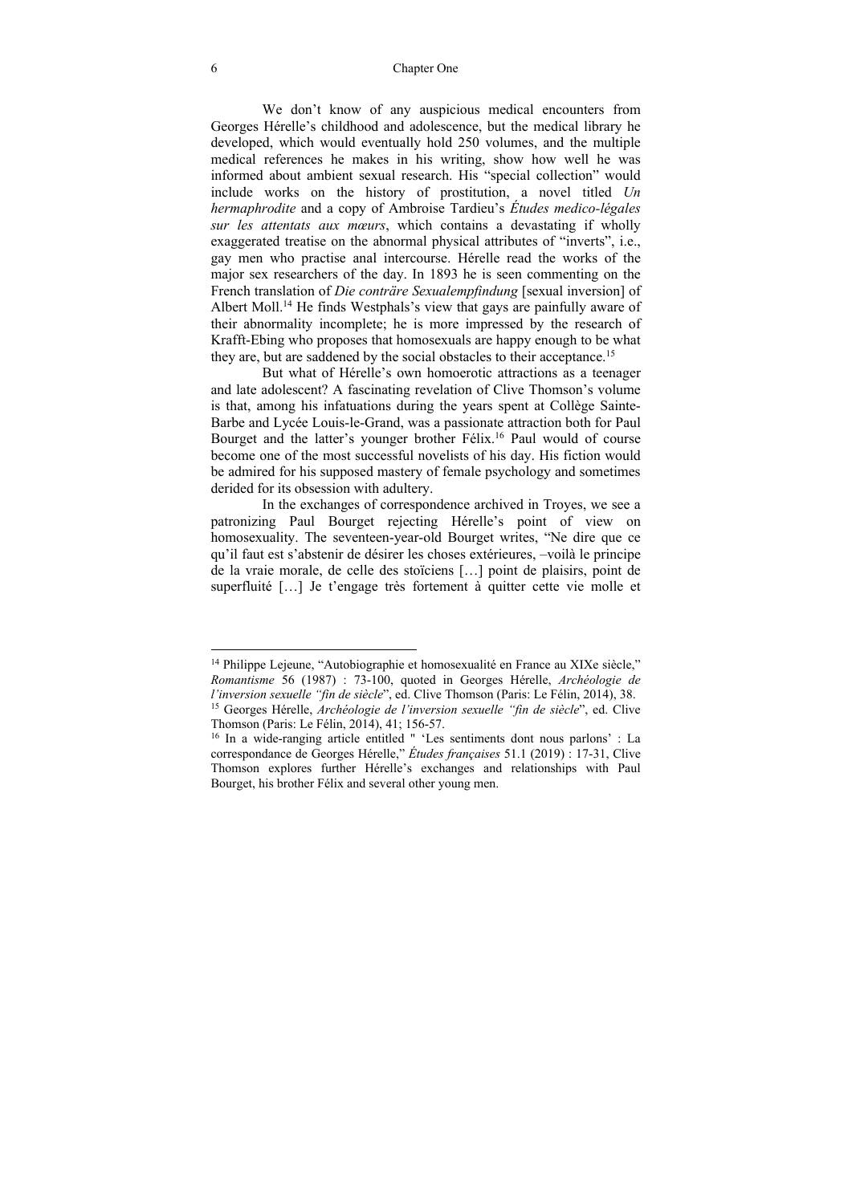We don't know of any auspicious medical encounters from Georges Hérelle's childhood and adolescence, but the medical library he developed, which would eventually hold 250 volumes, and the multiple medical references he makes in his writing, show how well he was informed about ambient sexual research. His "special collection" would include works on the history of prostitution, a novel titled *Un hermaphrodite* and a copy of Ambroise Tardieu's *Études medico-légales sur les attentats aux mœurs*, which contains a devastating if wholly exaggerated treatise on the abnormal physical attributes of "inverts", i.e., gay men who practise anal intercourse. Hérelle read the works of the major sex researchers of the day. In 1893 he is seen commenting on the French translation of *Die conträre Sexualempfindung* [sexual inversion] of Albert Moll.[14] He finds Westphals's view that gays are painfully aware of their abnormality incomplete; he is more impressed by the research of Krafft-Ebing who proposes that homosexuals are happy enough to be what they are, but are saddened by the social obstacles to their acceptance.[15]

But what of Hérelle's own homoerotic attractions as a teenager and late adolescent? A fascinating revelation of Clive Thomson's volume is that, among his infatuations during the years spent at Collège Sainte-Barbe and Lycée Louis-le-Grand, was a passionate attraction both for Paul Bourget and the latter's younger brother Félix.[16] Paul would of course become one of the most successful novelists of his day. His fiction would be admired for his supposed mastery of female psychology and sometimes derided for its obsession with adultery.

In the exchanges of correspondence archived in Troyes, we see a patronizing Paul Bourget rejecting Hérelle's point of view on homosexuality. The seventeen-year-old Bourget writes, "Ne dire que ce qu'il faut est s'abstenir de désirer les choses extérieures, –voilà le principe de la vraie morale, de celle des stoïciens […] point de plaisirs, point de superfluité […] Je t'engage très fortement à quitter cette vie molle et

---

[14] Philippe Lejeune, "Autobiographie et homosexualité en France au XIXe siècle," *Romantisme* 56 (1987) : 73-100, quoted in Georges Hérelle, *Archéologie de l'inversion sexuelle "fin de siècle*", ed. Clive Thomson (Paris: Le Félin, 2014), 38.

[15] Georges Hérelle, *Archéologie de l'inversion sexuelle "fin de siècle*", ed. Clive Thomson (Paris: Le Félin, 2014), 41; 156-57.

[16] In a wide-ranging article entitled " 'Les sentiments dont nous parlons' : La correspondance de Georges Hérelle," *Études françaises* 51.1 (2019) : 17-31, Clive Thomson explores further Hérelle's exchanges and relationships with Paul Bourget, his brother Félix and several other young men.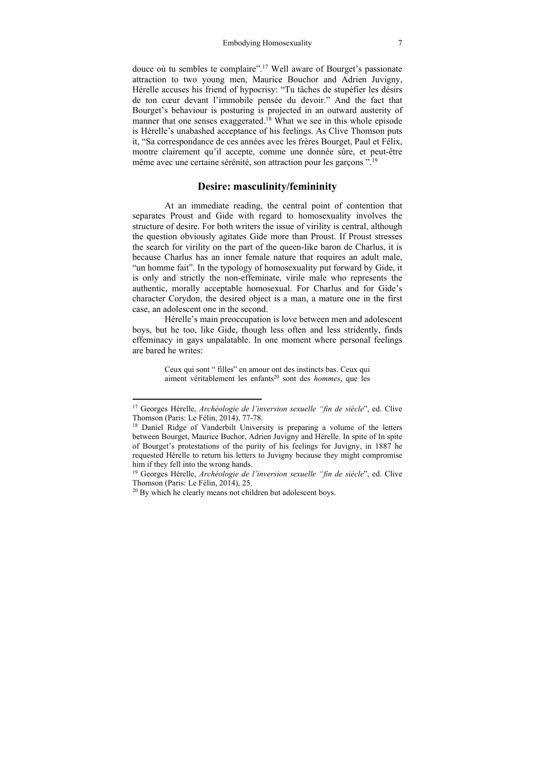douce où tu sembles te complaire".[17] Well aware of Bourget's passionate attraction to two young men, Maurice Bouchor and Adrien Juvigny, Hérelle accuses his friend of hypocrisy: "Tu tâches de stupéfier les désirs de ton cœur devant l'immobile pensée du devoir." And the fact that Bourget's behaviour is posturing is projected in an outward austerity of manner that one senses exaggerated.[18] What we see in this whole episode is Hérelle's unabashed acceptance of his feelings. As Clive Thomson puts it, "Sa correspondance de ces années avec les frères Bourget, Paul et Félix, montre clairement qu'il accepte, comme une donnée sûre, et peut-être même avec une certaine sérénité, son attraction pour les garçons ".[19]

## Desire: masculinity/femininity

At an immediate reading, the central point of contention that separates Proust and Gide with regard to homosexuality involves the structure of desire. For both writers the issue of virility is central, although the question obviously agitates Gide more than Proust. If Proust stresses the search for virility on the part of the queen-like baron de Charlus, it is because Charlus has an inner female nature that requires an adult male, "un homme fait". In the typology of homosexuality put forward by Gide, it is only and strictly the non-effeminate, virile male who represents the authentic, morally acceptable homosexual. For Charlus and for Gide's character Corydon, the desired object is a man, a mature one in the first case, an adolescent one in the second.

Hérelle's main preoccupation is love between men and adolescent boys, but he too, like Gide, though less often and less stridently, finds effeminacy in gays unpalatable. In one moment where personal feelings are bared he writes:

> Ceux qui sont " filles" en amour ont des instincts bas. Ceux qui aiment véritablement les enfants[20] sont des *hommes*, que les

---

[17] Georges Hérelle, *Archéologie de l'inversion sexuelle "fin de siècle*", ed. Clive Thomson (Paris: Le Félin, 2014), 77-78.

[18] Daniel Ridge of Vanderbilt University is preparing a volume of the letters between Bourget, Maurice Buchor, Adrien Juvigny and Hérelle. In spite of In spite of Bourget's protestations of the purity of his feelings for Juvigny, in 1887 he requested Hérelle to return his letters to Juvigny because they might compromise him if they fell into the wrong hands.

[19] Georges Hérelle, *Archéologie de l'inversion sexuelle "fin de siècle*", ed. Clive Thomson (Paris: Le Félin, 2014), 25.

[20] By which he clearly means not children but adolescent boys.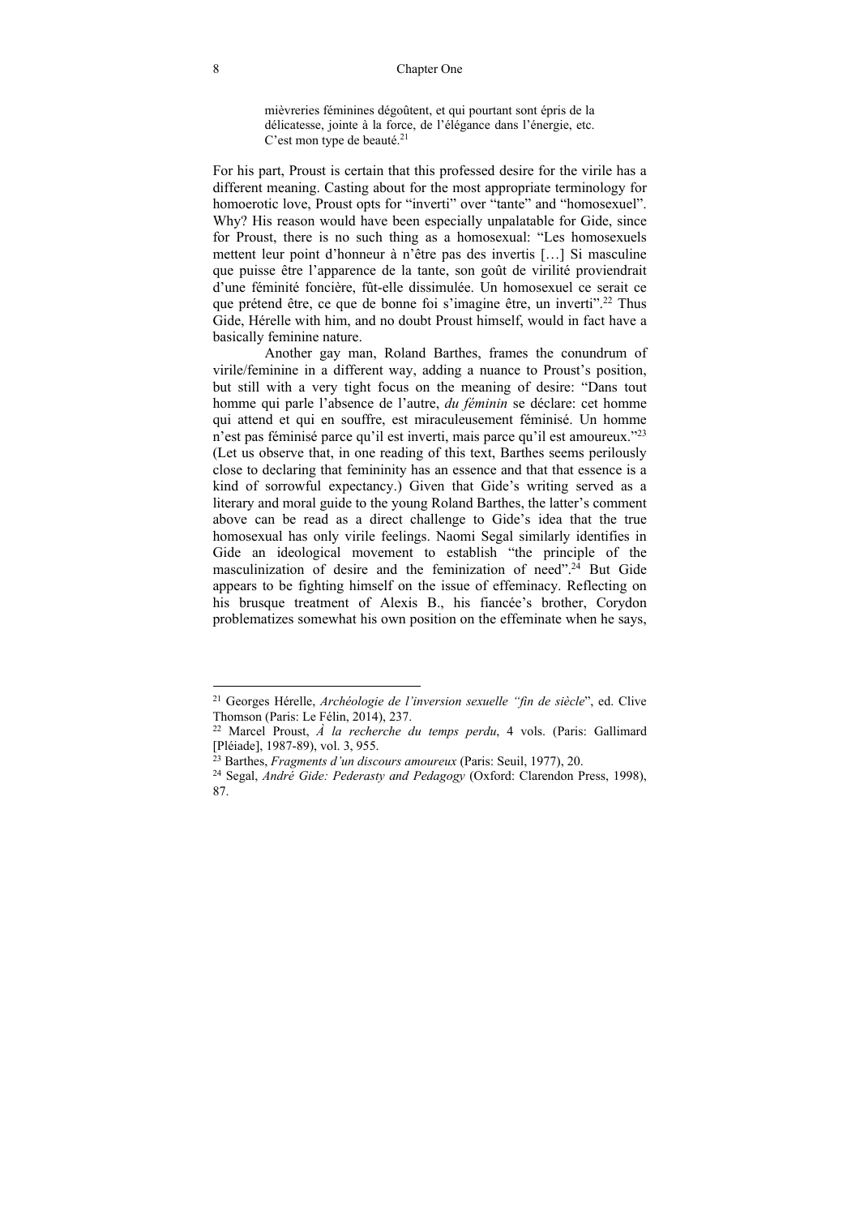> mièvreries féminines dégoûtent, et qui pourtant sont épris de la délicatesse, jointe à la force, de l'élégance dans l'énergie, etc. C'est mon type de beauté.[21]

For his part, Proust is certain that this professed desire for the virile has a different meaning. Casting about for the most appropriate terminology for homoerotic love, Proust opts for "inverti" over "tante" and "homosexuel". Why? His reason would have been especially unpalatable for Gide, since for Proust, there is no such thing as a homosexual: "Les homosexuels mettent leur point d'honneur à n'être pas des invertis […] Si masculine que puisse être l'apparence de la tante, son goût de virilité proviendrait d'une féminité foncière, fût-elle dissimulée. Un homosexuel ce serait ce que prétend être, ce que de bonne foi s'imagine être, un inverti".[22] Thus Gide, Hérelle with him, and no doubt Proust himself, would in fact have a basically feminine nature.

Another gay man, Roland Barthes, frames the conundrum of virile/feminine in a different way, adding a nuance to Proust's position, but still with a very tight focus on the meaning of desire: "Dans tout homme qui parle l'absence de l'autre, *du féminin* se déclare: cet homme qui attend et qui en souffre, est miraculeusement féminisé. Un homme n'est pas féminisé parce qu'il est inverti, mais parce qu'il est amoureux."[23] (Let us observe that, in one reading of this text, Barthes seems perilously close to declaring that femininity has an essence and that that essence is a kind of sorrowful expectancy.) Given that Gide's writing served as a literary and moral guide to the young Roland Barthes, the latter's comment above can be read as a direct challenge to Gide's idea that the true homosexual has only virile feelings. Naomi Segal similarly identifies in Gide an ideological movement to establish "the principle of the masculinization of desire and the feminization of need".[24] But Gide appears to be fighting himself on the issue of effeminacy. Reflecting on his brusque treatment of Alexis B., his fiancée's brother, Corydon problematizes somewhat his own position on the effeminate when he says,

---

[21] Georges Hérelle, *Archéologie de l'inversion sexuelle "fin de siècle"*, ed. Clive Thomson (Paris: Le Félin, 2014), 237.

[22] Marcel Proust, *À la recherche du temps perdu*, 4 vols. (Paris: Gallimard [Pléiade], 1987-89), vol. 3, 955.

[23] Barthes, *Fragments d'un discours amoureux* (Paris: Seuil, 1977), 20.

[24] Segal, *André Gide: Pederasty and Pedagogy* (Oxford: Clarendon Press, 1998), 87.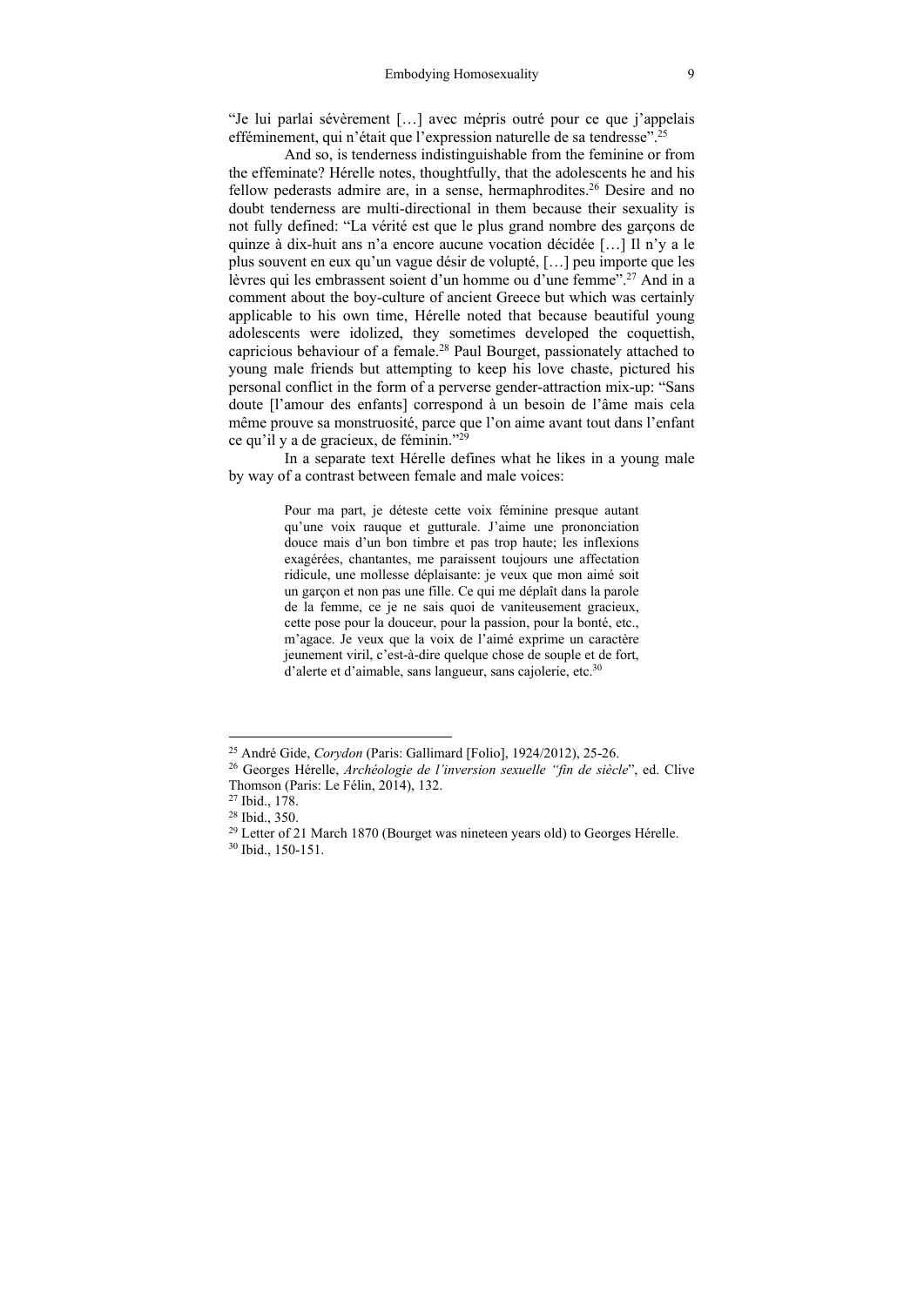"Je lui parlai sévèrement […] avec mépris outré pour ce que j'appelais efféminement, qui n'était que l'expression naturelle de sa tendresse".[25]

And so, is tenderness indistinguishable from the feminine or from the effeminate? Hérelle notes, thoughtfully, that the adolescents he and his fellow pederasts admire are, in a sense, hermaphrodites.[26] Desire and no doubt tenderness are multi-directional in them because their sexuality is not fully defined: "La vérité est que le plus grand nombre des garçons de quinze à dix-huit ans n'a encore aucune vocation décidée […] Il n'y a le plus souvent en eux qu'un vague désir de volupté, […] peu importe que les lèvres qui les embrassent soient d'un homme ou d'une femme".[27] And in a comment about the boy-culture of ancient Greece but which was certainly applicable to his own time, Hérelle noted that because beautiful young adolescents were idolized, they sometimes developed the coquettish, capricious behaviour of a female.[28] Paul Bourget, passionately attached to young male friends but attempting to keep his love chaste, pictured his personal conflict in the form of a perverse gender-attraction mix-up: "Sans doute [l'amour des enfants] correspond à un besoin de l'âme mais cela même prouve sa monstruosité, parce que l'on aime avant tout dans l'enfant ce qu'il y a de gracieux, de féminin."[29]

In a separate text Hérelle defines what he likes in a young male by way of a contrast between female and male voices:

> Pour ma part, je déteste cette voix féminine presque autant qu'une voix rauque et gutturale. J'aime une prononciation douce mais d'un bon timbre et pas trop haute; les inflexions exagérées, chantantes, me paraissent toujours une affectation ridicule, une mollesse déplaisante: je veux que mon aimé soit un garçon et non pas une fille. Ce qui me déplaît dans la parole de la femme, ce je ne sais quoi de vaniteusement gracieux, cette pose pour la douceur, pour la passion, pour la bonté, etc., m'agace. Je veux que la voix de l'aimé exprime un caractère jeunement viril, c'est-à-dire quelque chose de souple et de fort, d'alerte et d'aimable, sans langueur, sans cajolerie, etc.[30]

---

[25] André Gide, *Corydon* (Paris: Gallimard [Folio], 1924/2012), 25-26.

[26] Georges Hérelle, *Archéologie de l'inversion sexuelle "fin de siècle*", ed. Clive Thomson (Paris: Le Félin, 2014), 132.

[27] Ibid., 178.

[28] Ibid., 350.

[29] Letter of 21 March 1870 (Bourget was nineteen years old) to Georges Hérelle.

[30] Ibid., 150-151.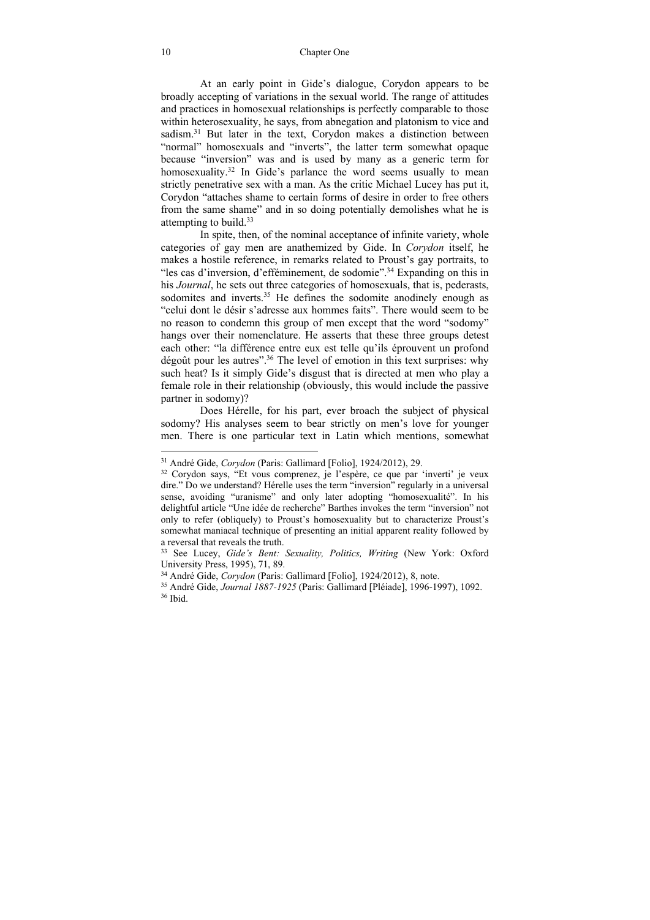At an early point in Gide's dialogue, Corydon appears to be broadly accepting of variations in the sexual world. The range of attitudes and practices in homosexual relationships is perfectly comparable to those within heterosexuality, he says, from abnegation and platonism to vice and sadism.[31] But later in the text, Corydon makes a distinction between "normal" homosexuals and "inverts", the latter term somewhat opaque because "inversion" was and is used by many as a generic term for homosexuality.[32] In Gide's parlance the word seems usually to mean strictly penetrative sex with a man. As the critic Michael Lucey has put it, Corydon "attaches shame to certain forms of desire in order to free others from the same shame" and in so doing potentially demolishes what he is attempting to build.[33]

In spite, then, of the nominal acceptance of infinite variety, whole categories of gay men are anathemized by Gide. In *Corydon* itself, he makes a hostile reference, in remarks related to Proust's gay portraits, to "les cas d'inversion, d'efféminement, de sodomie".[34] Expanding on this in his *Journal*, he sets out three categories of homosexuals, that is, pederasts, sodomites and inverts.[35] He defines the sodomite anodinely enough as "celui dont le désir s'adresse aux hommes faits". There would seem to be no reason to condemn this group of men except that the word "sodomy" hangs over their nomenclature. He asserts that these three groups detest each other: "la différence entre eux est telle qu'ils éprouvent un profond dégoût pour les autres".[36] The level of emotion in this text surprises: why such heat? Is it simply Gide's disgust that is directed at men who play a female role in their relationship (obviously, this would include the passive partner in sodomy)?

Does Hérelle, for his part, ever broach the subject of physical sodomy? His analyses seem to bear strictly on men's love for younger men. There is one particular text in Latin which mentions, somewhat

---

[31] André Gide, *Corydon* (Paris: Gallimard [Folio], 1924/2012), 29.

[32] Corydon says, "Et vous comprenez, je l'espère, ce que par 'inverti' je veux dire." Do we understand? Hérelle uses the term "inversion" regularly in a universal sense, avoiding "uranisme" and only later adopting "homosexualité". In his delightful article "Une idée de recherche" Barthes invokes the term "inversion" not only to refer (obliquely) to Proust's homosexuality but to characterize Proust's somewhat maniacal technique of presenting an initial apparent reality followed by a reversal that reveals the truth.

[33] See Lucey, *Gide's Bent: Sexuality, Politics, Writing* (New York: Oxford University Press, 1995), 71, 89.

[34] André Gide, *Corydon* (Paris: Gallimard [Folio], 1924/2012), 8, note.

[35] André Gide, *Journal 1887-1925* (Paris: Gallimard [Pléiade], 1996-1997), 1092.

[36] Ibid.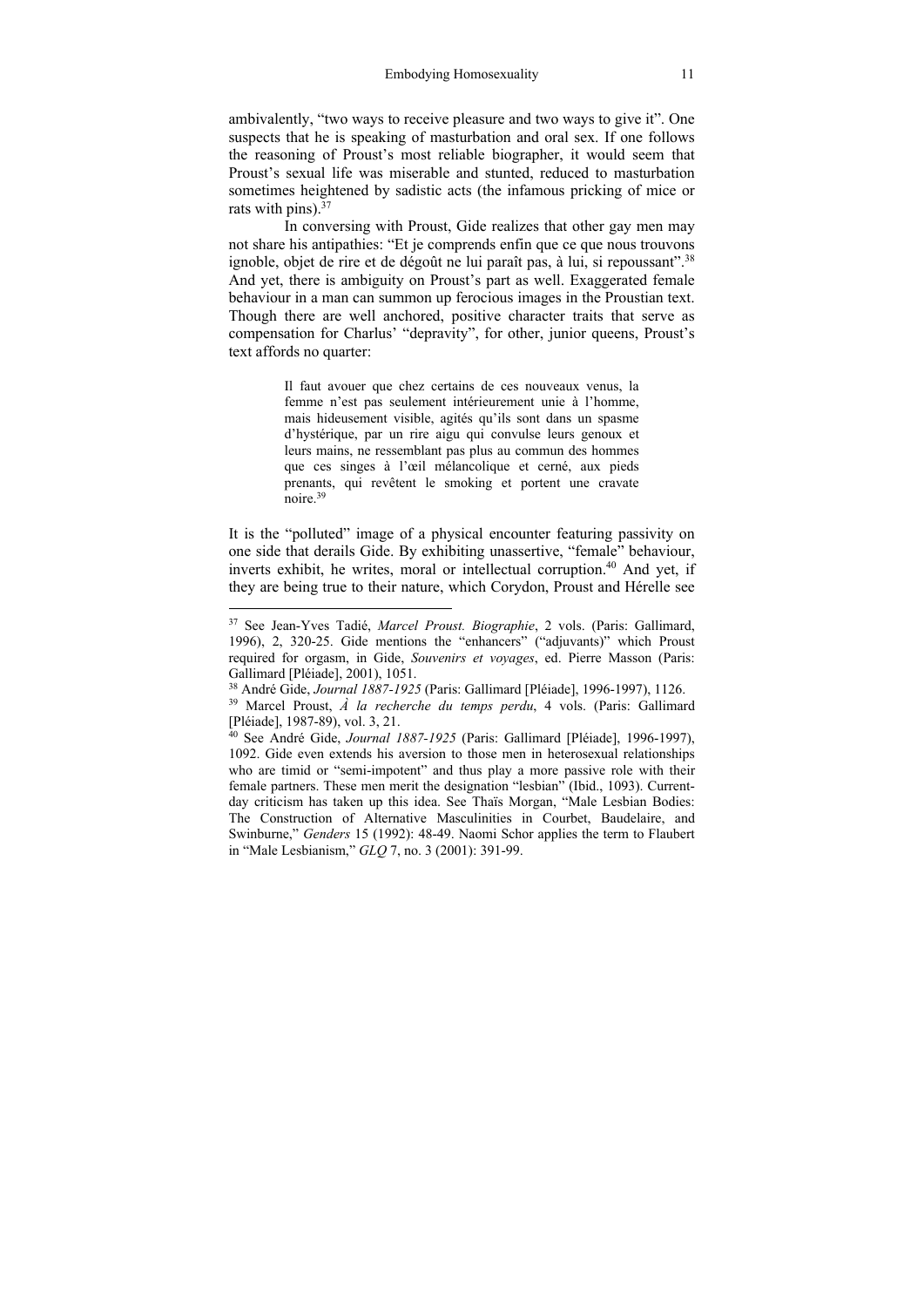ambivalently, "two ways to receive pleasure and two ways to give it". One suspects that he is speaking of masturbation and oral sex. If one follows the reasoning of Proust's most reliable biographer, it would seem that Proust's sexual life was miserable and stunted, reduced to masturbation sometimes heightened by sadistic acts (the infamous pricking of mice or rats with pins).[37]

In conversing with Proust, Gide realizes that other gay men may not share his antipathies: "Et je comprends enfin que ce que nous trouvons ignoble, objet de rire et de dégoût ne lui paraît pas, à lui, si repoussant".[38] And yet, there is ambiguity on Proust's part as well. Exaggerated female behaviour in a man can summon up ferocious images in the Proustian text. Though there are well anchored, positive character traits that serve as compensation for Charlus' "depravity", for other, junior queens, Proust's text affords no quarter:

> Il faut avouer que chez certains de ces nouveaux venus, la femme n'est pas seulement intérieurement unie à l'homme, mais hideusement visible, agités qu'ils sont dans un spasme d'hystérique, par un rire aigu qui convulse leurs genoux et leurs mains, ne ressemblant pas plus au commun des hommes que ces singes à l'œil mélancolique et cerné, aux pieds prenants, qui revêtent le smoking et portent une cravate noire.[39]

It is the "polluted" image of a physical encounter featuring passivity on one side that derails Gide. By exhibiting unassertive, "female" behaviour, inverts exhibit, he writes, moral or intellectual corruption.[40] And yet, if they are being true to their nature, which Corydon, Proust and Hérelle see

---

[37] See Jean-Yves Tadié, *Marcel Proust. Biographie*, 2 vols. (Paris: Gallimard, 1996), 2, 320-25. Gide mentions the "enhancers" ("adjuvants)" which Proust required for orgasm, in Gide, *Souvenirs et voyages*, ed. Pierre Masson (Paris: Gallimard [Pléiade], 2001), 1051.

[38] André Gide, *Journal 1887-1925* (Paris: Gallimard [Pléiade], 1996-1997), 1126.

[39] Marcel Proust, *À la recherche du temps perdu*, 4 vols. (Paris: Gallimard [Pléiade], 1987-89), vol. 3, 21.

[40] See André Gide, *Journal 1887-1925* (Paris: Gallimard [Pléiade], 1996-1997), 1092. Gide even extends his aversion to those men in heterosexual relationships who are timid or "semi-impotent" and thus play a more passive role with their female partners. These men merit the designation "lesbian" (Ibid., 1093). Current-day criticism has taken up this idea. See Thaïs Morgan, "Male Lesbian Bodies: The Construction of Alternative Masculinities in Courbet, Baudelaire, and Swinburne," *Genders* 15 (1992): 48-49. Naomi Schor applies the term to Flaubert in "Male Lesbianism," *GLQ* 7, no. 3 (2001): 391-99.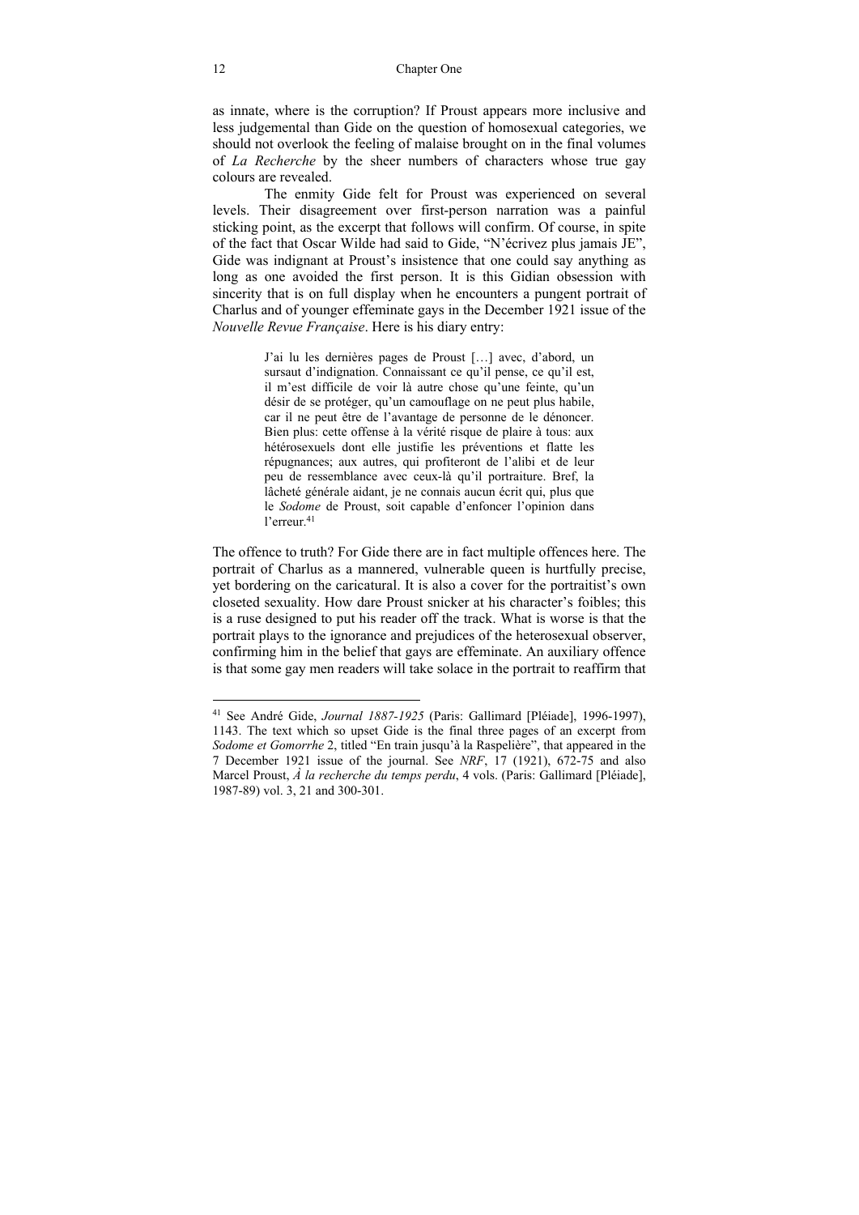as innate, where is the corruption? If Proust appears more inclusive and less judgemental than Gide on the question of homosexual categories, we should not overlook the feeling of malaise brought on in the final volumes of *La Recherche* by the sheer numbers of characters whose true gay colours are revealed.

The enmity Gide felt for Proust was experienced on several levels. Their disagreement over first-person narration was a painful sticking point, as the excerpt that follows will confirm. Of course, in spite of the fact that Oscar Wilde had said to Gide, "N'écrivez plus jamais JE", Gide was indignant at Proust's insistence that one could say anything as long as one avoided the first person. It is this Gidian obsession with sincerity that is on full display when he encounters a pungent portrait of Charlus and of younger effeminate gays in the December 1921 issue of the *Nouvelle Revue Française*. Here is his diary entry:

> J'ai lu les dernières pages de Proust […] avec, d'abord, un sursaut d'indignation. Connaissant ce qu'il pense, ce qu'il est, il m'est difficile de voir là autre chose qu'une feinte, qu'un désir de se protéger, qu'un camouflage on ne peut plus habile, car il ne peut être de l'avantage de personne de le dénoncer. Bien plus: cette offense à la vérité risque de plaire à tous: aux hétérosexuels dont elle justifie les préventions et flatte les répugnances; aux autres, qui profiteront de l'alibi et de leur peu de ressemblance avec ceux-là qu'il portraiture. Bref, la lâcheté générale aidant, je ne connais aucun écrit qui, plus que le *Sodome* de Proust, soit capable d'enfoncer l'opinion dans l'erreur.[41]

The offence to truth? For Gide there are in fact multiple offences here. The portrait of Charlus as a mannered, vulnerable queen is hurtfully precise, yet bordering on the caricatural. It is also a cover for the portraitist's own closeted sexuality. How dare Proust snicker at his character's foibles; this is a ruse designed to put his reader off the track. What is worse is that the portrait plays to the ignorance and prejudices of the heterosexual observer, confirming him in the belief that gays are effeminate. An auxiliary offence is that some gay men readers will take solace in the portrait to reaffirm that

---

[41] See André Gide, *Journal 1887-1925* (Paris: Gallimard [Pléiade], 1996-1997), 1143. The text which so upset Gide is the final three pages of an excerpt from *Sodome et Gomorrhe* 2, titled "En train jusqu'à la Raspelière", that appeared in the 7 December 1921 issue of the journal. See *NRF*, 17 (1921), 672-75 and also Marcel Proust, *À la recherche du temps perdu*, 4 vols. (Paris: Gallimard [Pléiade], 1987-89) vol. 3, 21 and 300-301.